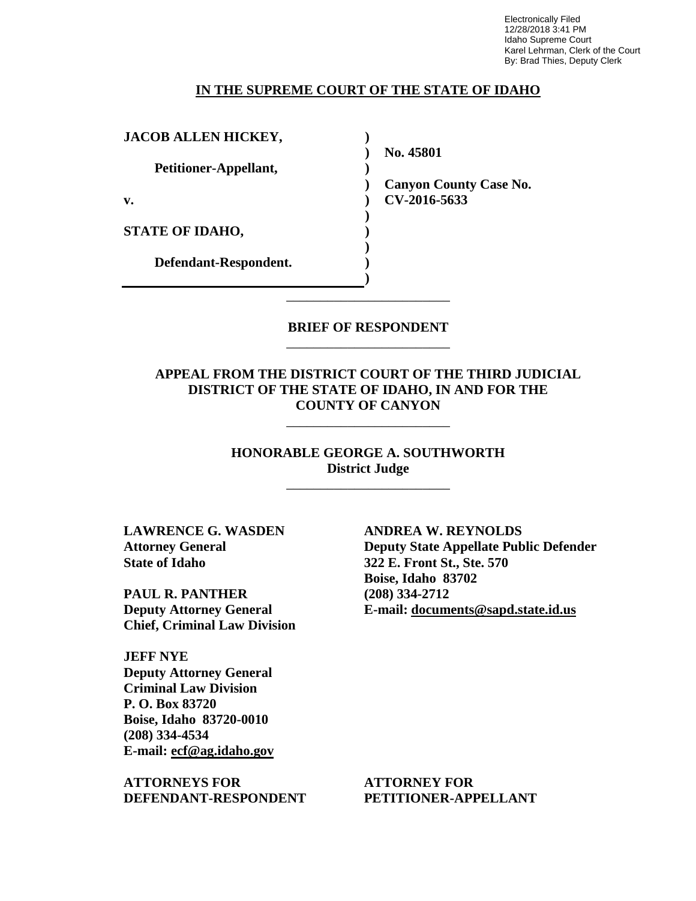Electronically Filed
12/28/2018 3:41 PM
Idaho Supreme Court
Karel Lehrman, Clerk of the Court
By: Brad Thies, Deputy Clerk

**IN THE SUPREME COURT OF THE STATE OF IDAHO**

| | |
|---|---|
| **JACOB ALLEN HICKEY,** | **No. 45801** |
| **Petitioner-Appellant,** | **Canyon County Case No.** |
| **v.** | **CV-2016-5633** |
| **STATE OF IDAHO,** | |
| **Defendant-Respondent.** | |

---

**BRIEF OF RESPONDENT**

---

**APPEAL FROM THE DISTRICT COURT OF THE THIRD JUDICIAL DISTRICT OF THE STATE OF IDAHO, IN AND FOR THE COUNTY OF CANYON**

---

**HONORABLE GEORGE A. SOUTHWORTH**
**District Judge**

---

**LAWRENCE G. WASDEN**
**Attorney General**
**State of Idaho**

**PAUL R. PANTHER**
**Deputy Attorney General**
**Chief, Criminal Law Division**

**JEFF NYE**
**Deputy Attorney General**
**Criminal Law Division**
**P. O. Box 83720**
**Boise, Idaho 83720-0010**
**(208) 334-4534**
**E-mail: ecf@ag.idaho.gov**

**ATTORNEYS FOR DEFENDANT-RESPONDENT**

**ANDREA W. REYNOLDS**
**Deputy State Appellate Public Defender**
**322 E. Front St., Ste. 570**
**Boise, Idaho 83702**
**(208) 334-2712**
**E-mail: documents@sapd.state.id.us**

**ATTORNEY FOR PETITIONER-APPELLANT**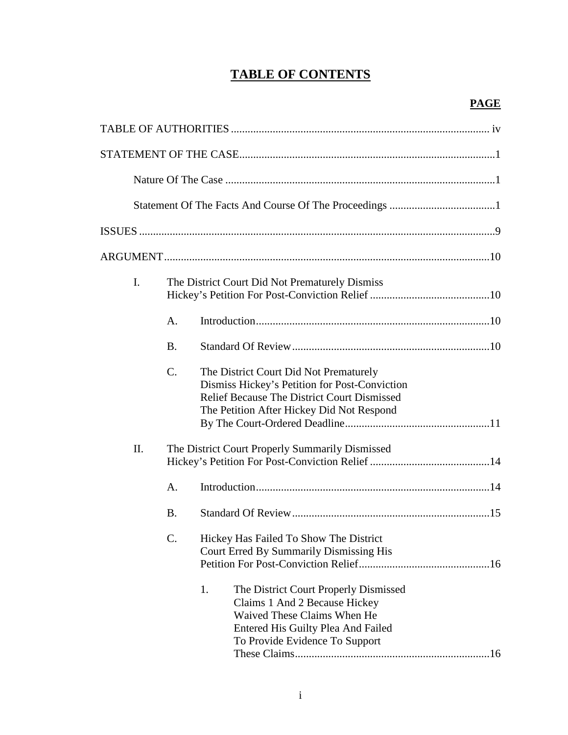# TABLE OF CONTENTS

**PAGE**

TABLE OF AUTHORITIES ........................................................................................... iv

STATEMENT OF THE CASE.........................................................................................1

- Nature Of The Case ...............................................................................................1
- Statement Of The Facts And Course Of The Proceedings ......................................1

ISSUES .............................................................................................................................9

ARGUMENT ...................................................................................................................10

- I. The District Court Did Not Prematurely Dismiss Hickey's Petition For Post-Conviction Relief ..........................................10
  - A. Introduction..................................................................................10
  - B. Standard Of Review......................................................................10
  - C. The District Court Did Not Prematurely Dismiss Hickey's Petition for Post-Conviction Relief Because The District Court Dismissed The Petition After Hickey Did Not Respond By The Court-Ordered Deadline...................................................11
- II. The District Court Properly Summarily Dismissed Hickey's Petition For Post-Conviction Relief ..........................................14
  - A. Introduction..................................................................................14
  - B. Standard Of Review......................................................................15
  - C. Hickey Has Failed To Show The District Court Erred By Summarily Dismissing His Petition For Post-Conviction Relief..............................................16
    - 1. The District Court Properly Dismissed Claims 1 And 2 Because Hickey Waived These Claims When He Entered His Guilty Plea And Failed To Provide Evidence To Support These Claims.....................................................................16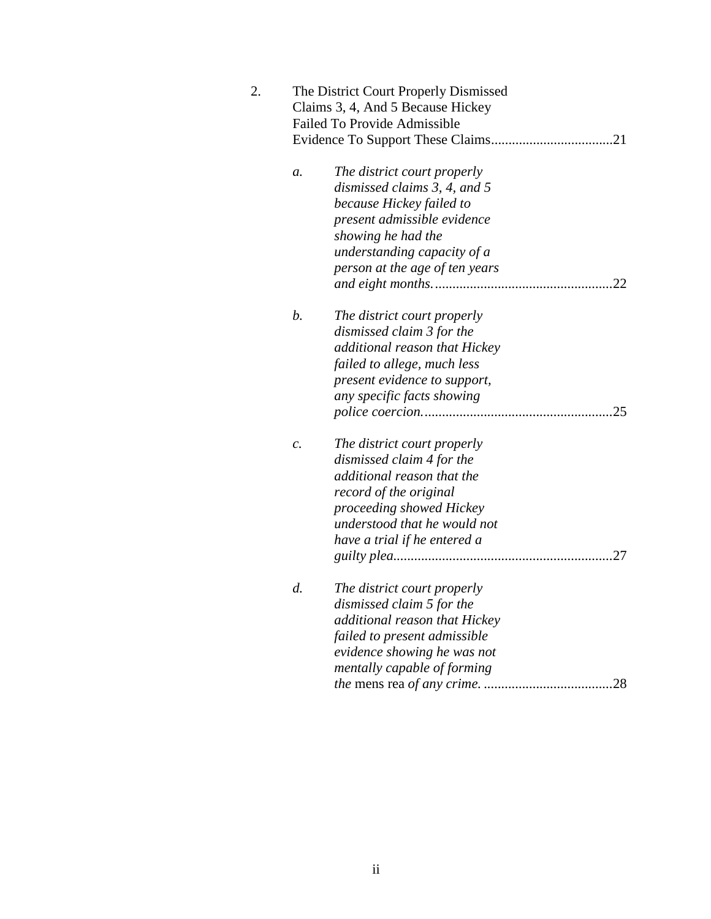2. The District Court Properly Dismissed Claims 3, 4, And 5 Because Hickey Failed To Provide Admissible Evidence To Support These Claims..................................21

   a. *The district court properly dismissed claims 3, 4, and 5 because Hickey failed to present admissible evidence showing he had the understanding capacity of a person at the age of ten years and eight months.*..................................................22

   b. *The district court properly dismissed claim 3 for the additional reason that Hickey failed to allege, much less present evidence to support, any specific facts showing police coercion.*.....................................................25

   c. *The district court properly dismissed claim 4 for the additional reason that the record of the original proceeding showed Hickey understood that he would not have a trial if he entered a guilty plea*..............................................................27

   d. *The district court properly dismissed claim 5 for the additional reason that Hickey failed to present admissible evidence showing he was not mentally capable of forming the* mens rea *of any crime.* ....................................28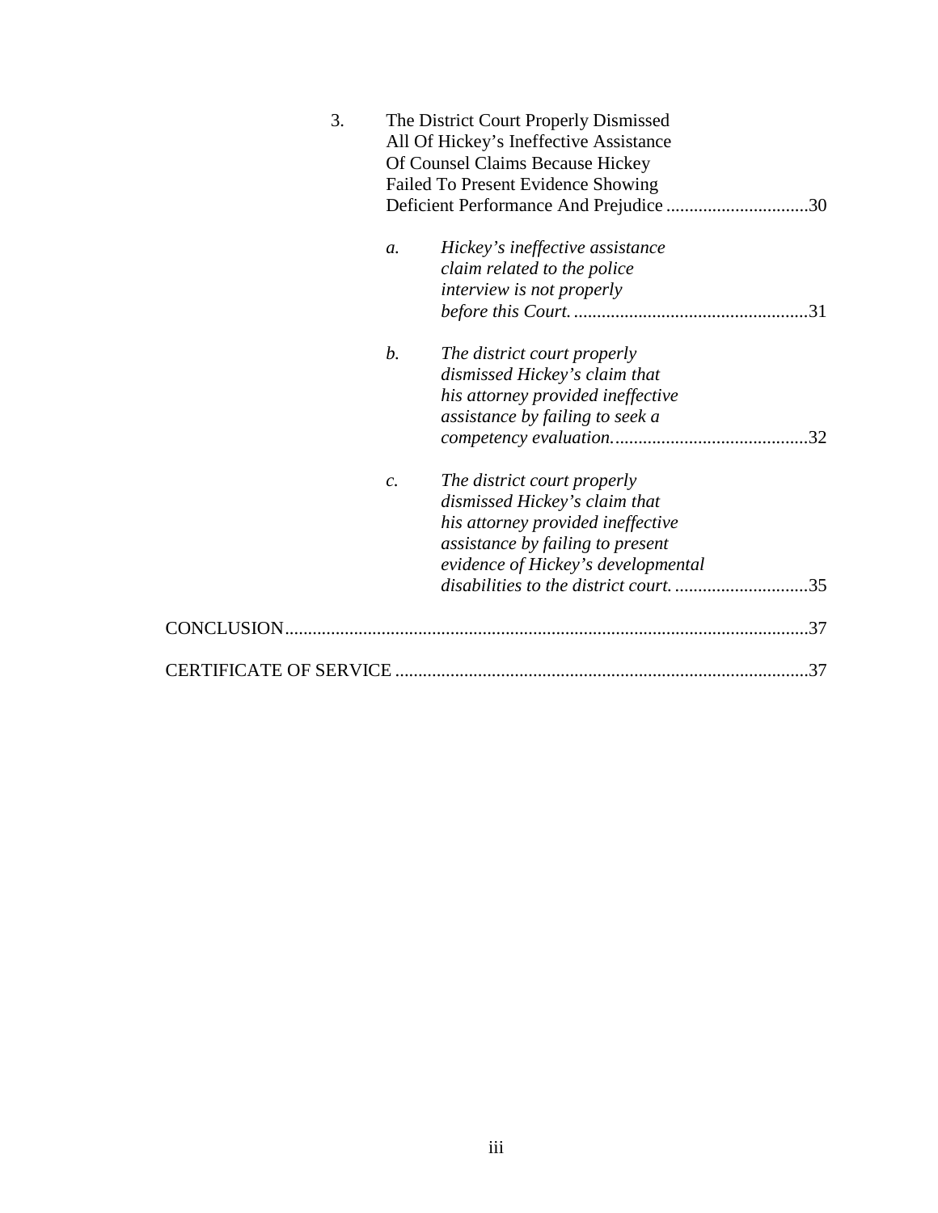3. The District Court Properly Dismissed All Of Hickey's Ineffective Assistance Of Counsel Claims Because Hickey Failed To Present Evidence Showing Deficient Performance And Prejudice ..............................30

   a. *Hickey's ineffective assistance claim related to the police interview is not properly before this Court.* ..................................................31

   b. *The district court properly dismissed Hickey's claim that his attorney provided ineffective assistance by failing to seek a competency evaluation.* ..........................................32

   c. *The district court properly dismissed Hickey's claim that his attorney provided ineffective assistance by failing to present evidence of Hickey's developmental disabilities to the district court.* ............................35

CONCLUSION..................................................................................................................37

CERTIFICATE OF SERVICE .........................................................................................37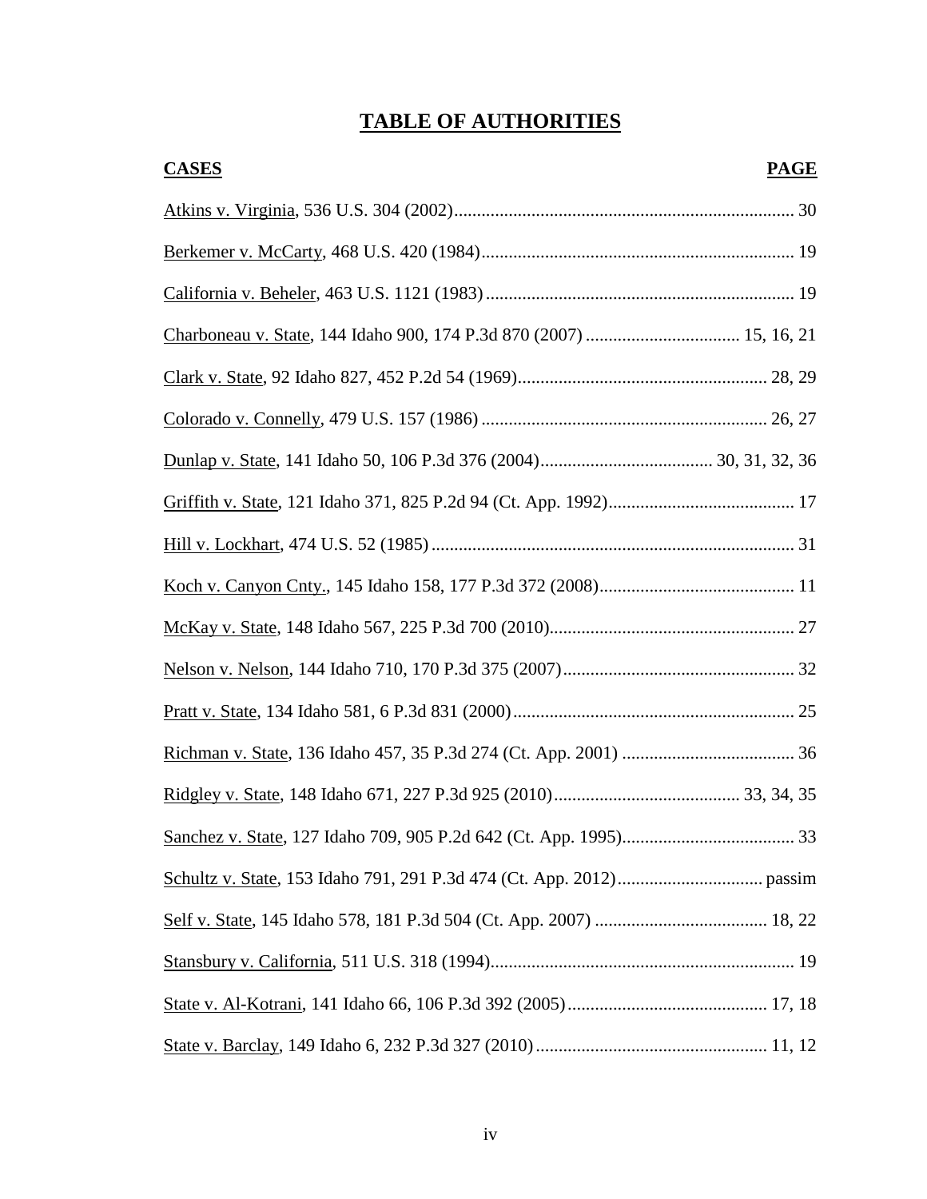# TABLE OF AUTHORITIES

| CASES | PAGE |
|---|---|
| Atkins v. Virginia, 536 U.S. 304 (2002) | 30 |
| Berkemer v. McCarty, 468 U.S. 420 (1984) | 19 |
| California v. Beheler, 463 U.S. 1121 (1983) | 19 |
| Charboneau v. State, 144 Idaho 900, 174 P.3d 870 (2007) | 15, 16, 21 |
| Clark v. State, 92 Idaho 827, 452 P.2d 54 (1969) | 28, 29 |
| Colorado v. Connelly, 479 U.S. 157 (1986) | 26, 27 |
| Dunlap v. State, 141 Idaho 50, 106 P.3d 376 (2004) | 30, 31, 32, 36 |
| Griffith v. State, 121 Idaho 371, 825 P.2d 94 (Ct. App. 1992) | 17 |
| Hill v. Lockhart, 474 U.S. 52 (1985) | 31 |
| Koch v. Canyon Cnty., 145 Idaho 158, 177 P.3d 372 (2008) | 11 |
| McKay v. State, 148 Idaho 567, 225 P.3d 700 (2010) | 27 |
| Nelson v. Nelson, 144 Idaho 710, 170 P.3d 375 (2007) | 32 |
| Pratt v. State, 134 Idaho 581, 6 P.3d 831 (2000) | 25 |
| Richman v. State, 136 Idaho 457, 35 P.3d 274 (Ct. App. 2001) | 36 |
| Ridgley v. State, 148 Idaho 671, 227 P.3d 925 (2010) | 33, 34, 35 |
| Sanchez v. State, 127 Idaho 709, 905 P.2d 642 (Ct. App. 1995) | 33 |
| Schultz v. State, 153 Idaho 791, 291 P.3d 474 (Ct. App. 2012) | passim |
| Self v. State, 145 Idaho 578, 181 P.3d 504 (Ct. App. 2007) | 18, 22 |
| Stansbury v. California, 511 U.S. 318 (1994) | 19 |
| State v. Al-Kotrani, 141 Idaho 66, 106 P.3d 392 (2005) | 17, 18 |
| State v. Barclay, 149 Idaho 6, 232 P.3d 327 (2010) | 11, 12 |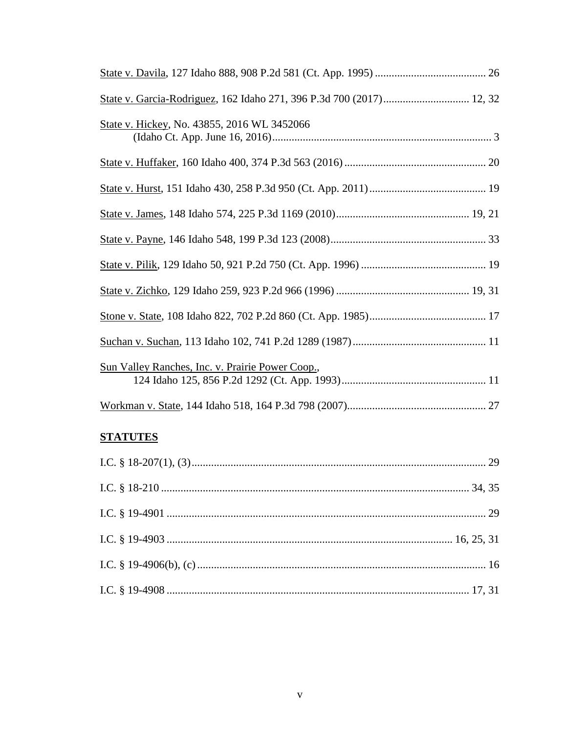State v. Davila, 127 Idaho 888, 908 P.2d 581 (Ct. App. 1995) ........................................ 26

State v. Garcia-Rodriguez, 162 Idaho 271, 396 P.3d 700 (2017).............................. 12, 32

State v. Hickey, No. 43855, 2016 WL 3452066
(Idaho Ct. App. June 16, 2016)................................................................................ 3

State v. Huffaker, 160 Idaho 400, 374 P.3d 563 (2016) .................................................. 20

State v. Hurst, 151 Idaho 430, 258 P.3d 950 (Ct. App. 2011).......................................... 19

State v. James, 148 Idaho 574, 225 P.3d 1169 (2010)................................................ 19, 21

State v. Payne, 146 Idaho 548, 199 P.3d 123 (2008)........................................................ 33

State v. Pilik, 129 Idaho 50, 921 P.2d 750 (Ct. App. 1996) ............................................. 19

State v. Zichko, 129 Idaho 259, 923 P.2d 966 (1996) ................................................ 19, 31

Stone v. State, 108 Idaho 822, 702 P.2d 860 (Ct. App. 1985).......................................... 17

Suchan v. Suchan, 113 Idaho 102, 741 P.2d 1289 (1987)................................................ 11

Sun Valley Ranches, Inc. v. Prairie Power Coop.,
124 Idaho 125, 856 P.2d 1292 (Ct. App. 1993).................................................... 11

Workman v. State, 144 Idaho 518, 164 P.3d 798 (2007).................................................. 27

## STATUTES

I.C. § 18-207(1), (3)......................................................................................................... 29

I.C. § 18-210 ............................................................................................................. 34, 35

I.C. § 19-4901 .................................................................................................................. 29

I.C. § 19-4903 ..................................................................................................... 16, 25, 31

I.C. § 19-4906(b), (c) ....................................................................................................... 16

I.C. § 19-4908 ............................................................................................................ 17, 31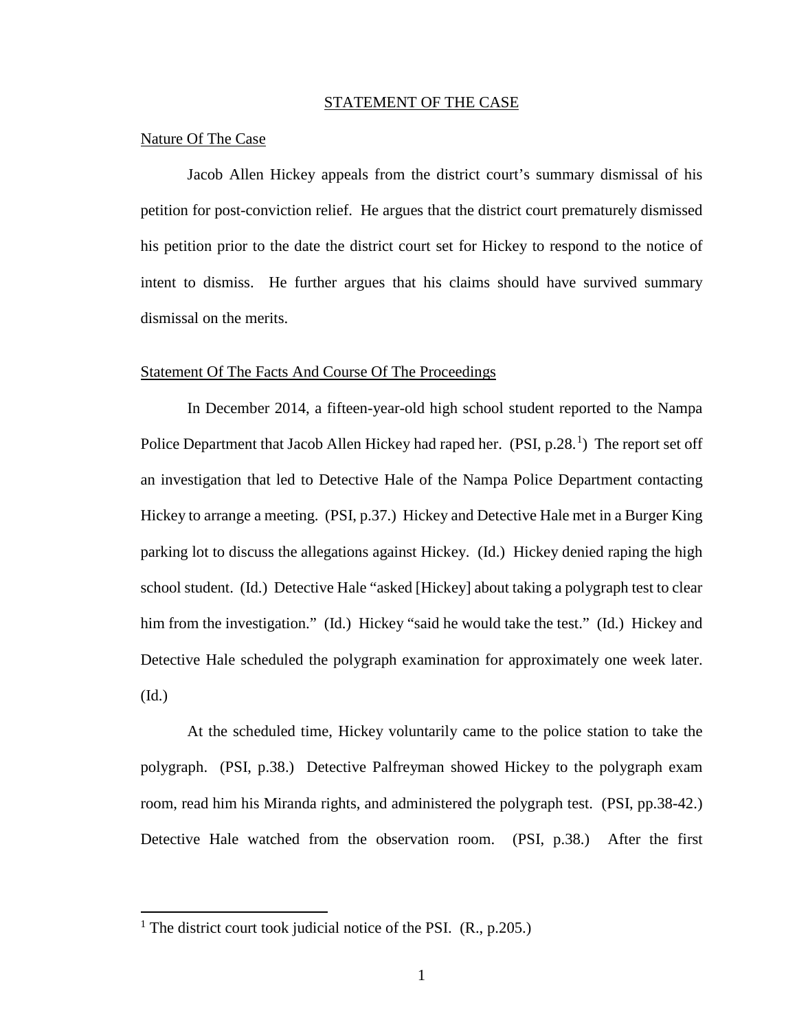## STATEMENT OF THE CASE

### Nature Of The Case

Jacob Allen Hickey appeals from the district court's summary dismissal of his petition for post-conviction relief. He argues that the district court prematurely dismissed his petition prior to the date the district court set for Hickey to respond to the notice of intent to dismiss. He further argues that his claims should have survived summary dismissal on the merits.

### Statement Of The Facts And Course Of The Proceedings

In December 2014, a fifteen-year-old high school student reported to the Nampa Police Department that Jacob Allen Hickey had raped her. (PSI, p.28.[1]) The report set off an investigation that led to Detective Hale of the Nampa Police Department contacting Hickey to arrange a meeting. (PSI, p.37.) Hickey and Detective Hale met in a Burger King parking lot to discuss the allegations against Hickey. (Id.) Hickey denied raping the high school student. (Id.) Detective Hale "asked [Hickey] about taking a polygraph test to clear him from the investigation." (Id.) Hickey "said he would take the test." (Id.) Hickey and Detective Hale scheduled the polygraph examination for approximately one week later. (Id.)

At the scheduled time, Hickey voluntarily came to the police station to take the polygraph. (PSI, p.38.) Detective Palfreyman showed Hickey to the polygraph exam room, read him his Miranda rights, and administered the polygraph test. (PSI, pp.38-42.) Detective Hale watched from the observation room. (PSI, p.38.) After the first

[1] The district court took judicial notice of the PSI. (R., p.205.)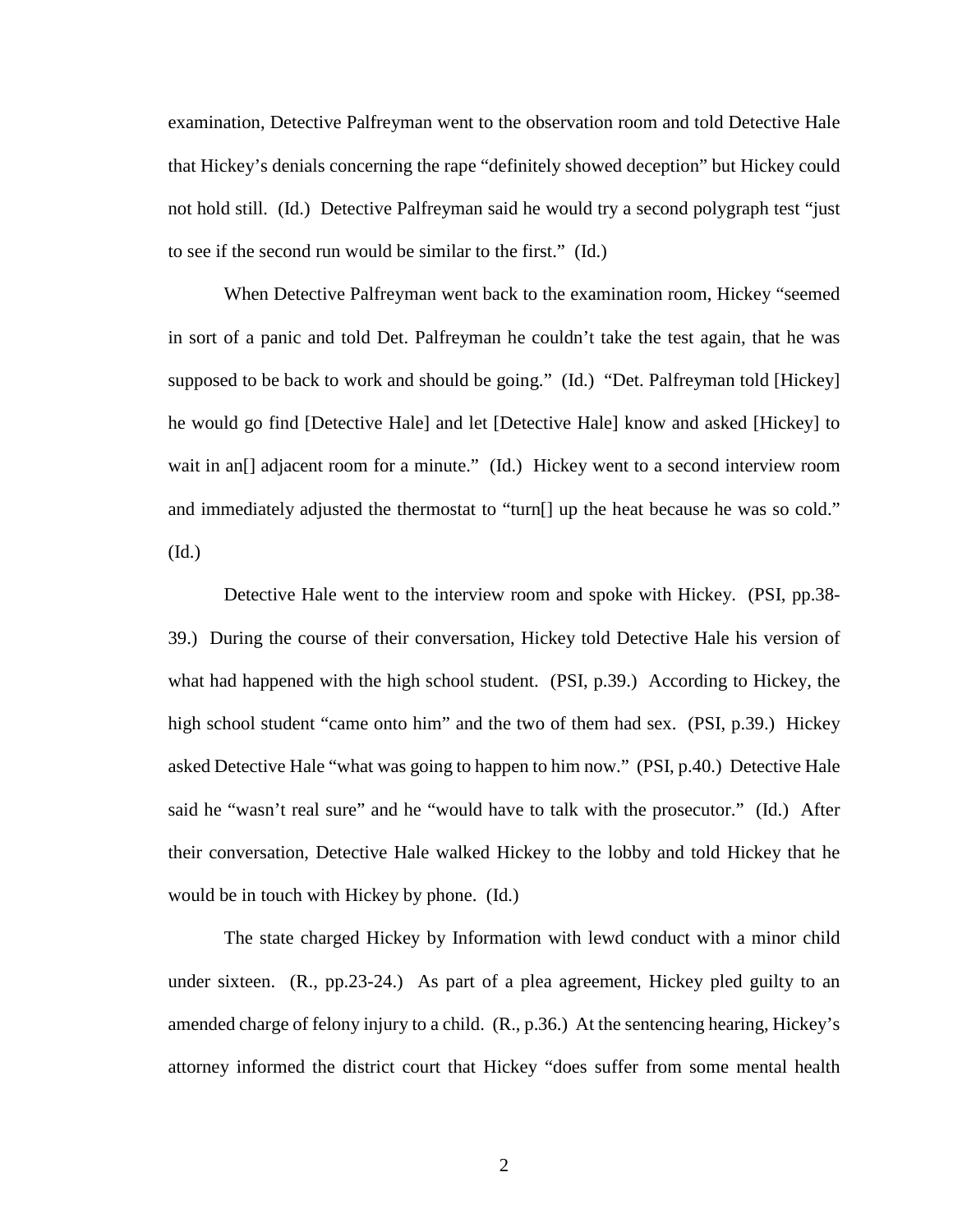examination, Detective Palfreyman went to the observation room and told Detective Hale that Hickey's denials concerning the rape "definitely showed deception" but Hickey could not hold still. (Id.) Detective Palfreyman said he would try a second polygraph test "just to see if the second run would be similar to the first." (Id.)

When Detective Palfreyman went back to the examination room, Hickey "seemed in sort of a panic and told Det. Palfreyman he couldn't take the test again, that he was supposed to be back to work and should be going." (Id.) "Det. Palfreyman told [Hickey] he would go find [Detective Hale] and let [Detective Hale] know and asked [Hickey] to wait in an[] adjacent room for a minute." (Id.) Hickey went to a second interview room and immediately adjusted the thermostat to "turn[] up the heat because he was so cold." (Id.)

Detective Hale went to the interview room and spoke with Hickey. (PSI, pp.38-39.) During the course of their conversation, Hickey told Detective Hale his version of what had happened with the high school student. (PSI, p.39.) According to Hickey, the high school student "came onto him" and the two of them had sex. (PSI, p.39.) Hickey asked Detective Hale "what was going to happen to him now." (PSI, p.40.) Detective Hale said he "wasn't real sure" and he "would have to talk with the prosecutor." (Id.) After their conversation, Detective Hale walked Hickey to the lobby and told Hickey that he would be in touch with Hickey by phone. (Id.)

The state charged Hickey by Information with lewd conduct with a minor child under sixteen. (R., pp.23-24.) As part of a plea agreement, Hickey pled guilty to an amended charge of felony injury to a child. (R., p.36.) At the sentencing hearing, Hickey's attorney informed the district court that Hickey "does suffer from some mental health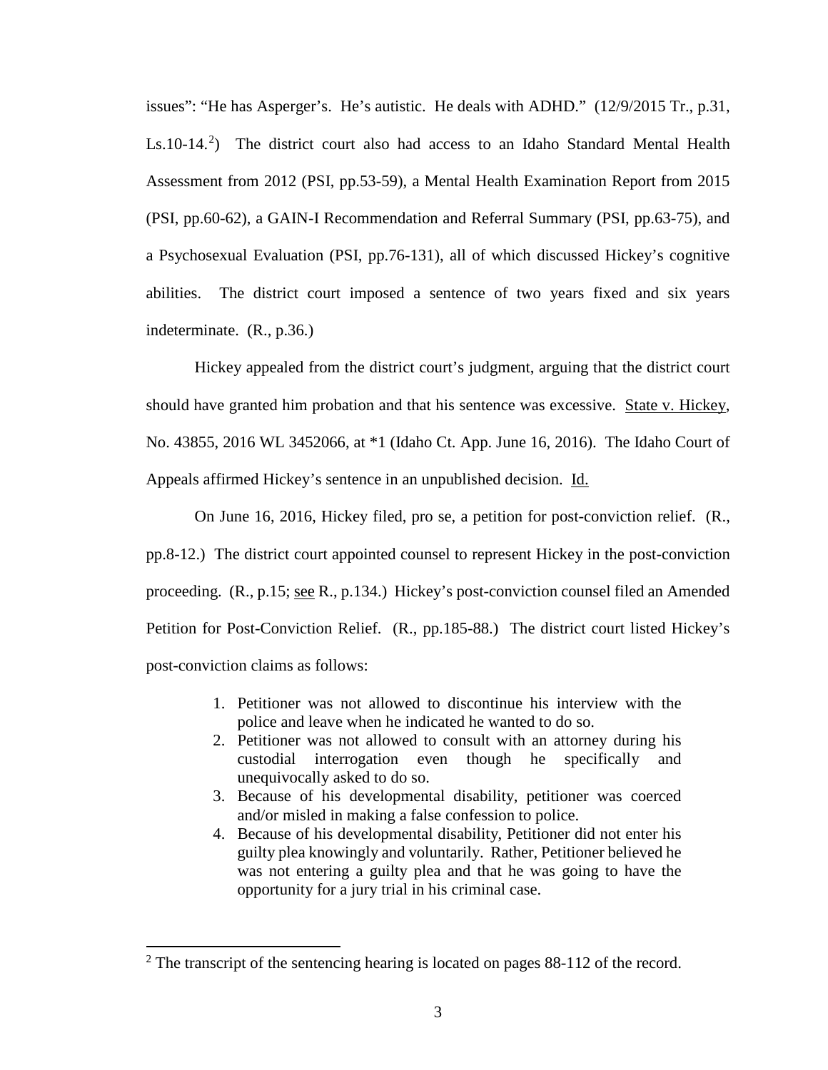issues": "He has Asperger's. He's autistic. He deals with ADHD." (12/9/2015 Tr., p.31, Ls.10-14.[2]) The district court also had access to an Idaho Standard Mental Health Assessment from 2012 (PSI, pp.53-59), a Mental Health Examination Report from 2015 (PSI, pp.60-62), a GAIN-I Recommendation and Referral Summary (PSI, pp.63-75), and a Psychosexual Evaluation (PSI, pp.76-131), all of which discussed Hickey's cognitive abilities. The district court imposed a sentence of two years fixed and six years indeterminate. (R., p.36.)

Hickey appealed from the district court's judgment, arguing that the district court should have granted him probation and that his sentence was excessive. State v. Hickey, No. 43855, 2016 WL 3452066, at *1 (Idaho Ct. App. June 16, 2016). The Idaho Court of Appeals affirmed Hickey's sentence in an unpublished decision. Id.

On June 16, 2016, Hickey filed, pro se, a petition for post-conviction relief. (R., pp.8-12.) The district court appointed counsel to represent Hickey in the post-conviction proceeding. (R., p.15; see R., p.134.) Hickey's post-conviction counsel filed an Amended Petition for Post-Conviction Relief. (R., pp.185-88.) The district court listed Hickey's post-conviction claims as follows:

> 1. Petitioner was not allowed to discontinue his interview with the police and leave when he indicated he wanted to do so.
> 2. Petitioner was not allowed to consult with an attorney during his custodial interrogation even though he specifically and unequivocally asked to do so.
> 3. Because of his developmental disability, petitioner was coerced and/or misled in making a false confession to police.
> 4. Because of his developmental disability, Petitioner did not enter his guilty plea knowingly and voluntarily. Rather, Petitioner believed he was not entering a guilty plea and that he was going to have the opportunity for a jury trial in his criminal case.

[2] The transcript of the sentencing hearing is located on pages 88-112 of the record.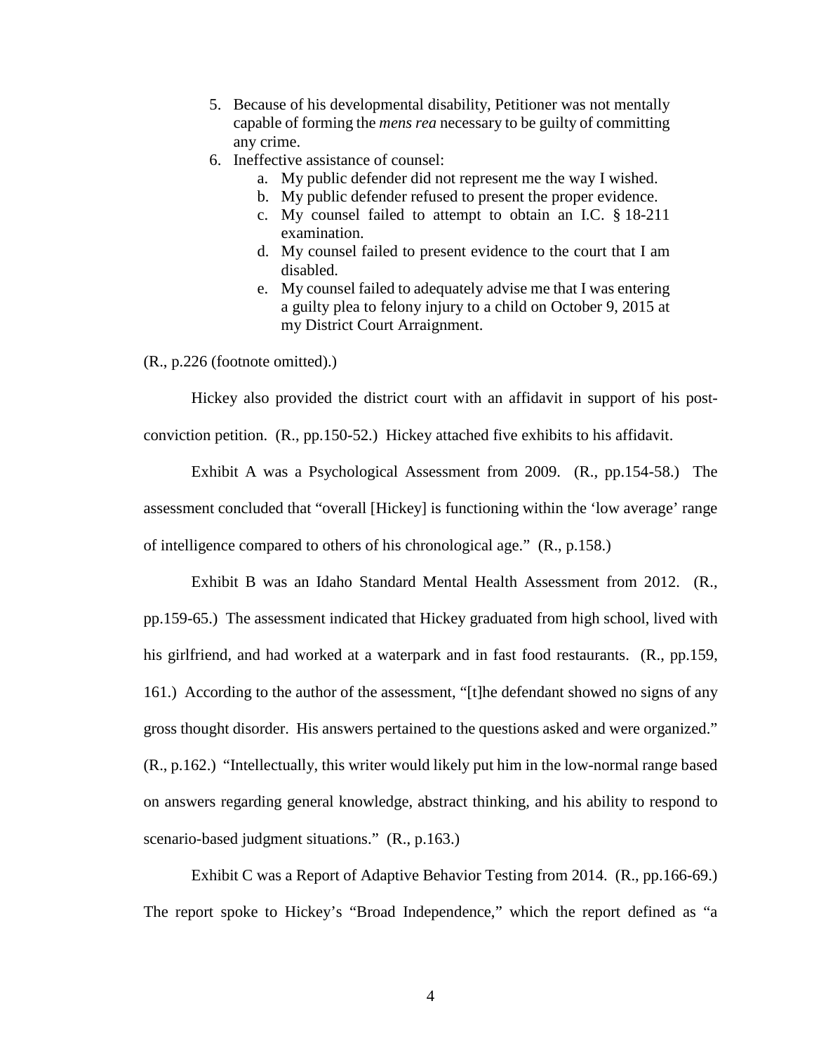5. Because of his developmental disability, Petitioner was not mentally capable of forming the *mens rea* necessary to be guilty of committing any crime.
6. Ineffective assistance of counsel:
    a. My public defender did not represent me the way I wished.
    b. My public defender refused to present the proper evidence.
    c. My counsel failed to attempt to obtain an I.C. § 18-211 examination.
    d. My counsel failed to present evidence to the court that I am disabled.
    e. My counsel failed to adequately advise me that I was entering a guilty plea to felony injury to a child on October 9, 2015 at my District Court Arraignment.

(R., p.226 (footnote omitted).)

Hickey also provided the district court with an affidavit in support of his post-conviction petition. (R., pp.150-52.) Hickey attached five exhibits to his affidavit.

Exhibit A was a Psychological Assessment from 2009. (R., pp.154-58.) The assessment concluded that "overall [Hickey] is functioning within the 'low average' range of intelligence compared to others of his chronological age." (R., p.158.)

Exhibit B was an Idaho Standard Mental Health Assessment from 2012. (R., pp.159-65.) The assessment indicated that Hickey graduated from high school, lived with his girlfriend, and had worked at a waterpark and in fast food restaurants. (R., pp.159, 161.) According to the author of the assessment, "[t]he defendant showed no signs of any gross thought disorder. His answers pertained to the questions asked and were organized." (R., p.162.) "Intellectually, this writer would likely put him in the low-normal range based on answers regarding general knowledge, abstract thinking, and his ability to respond to scenario-based judgment situations." (R., p.163.)

Exhibit C was a Report of Adaptive Behavior Testing from 2014. (R., pp.166-69.) The report spoke to Hickey's "Broad Independence," which the report defined as "a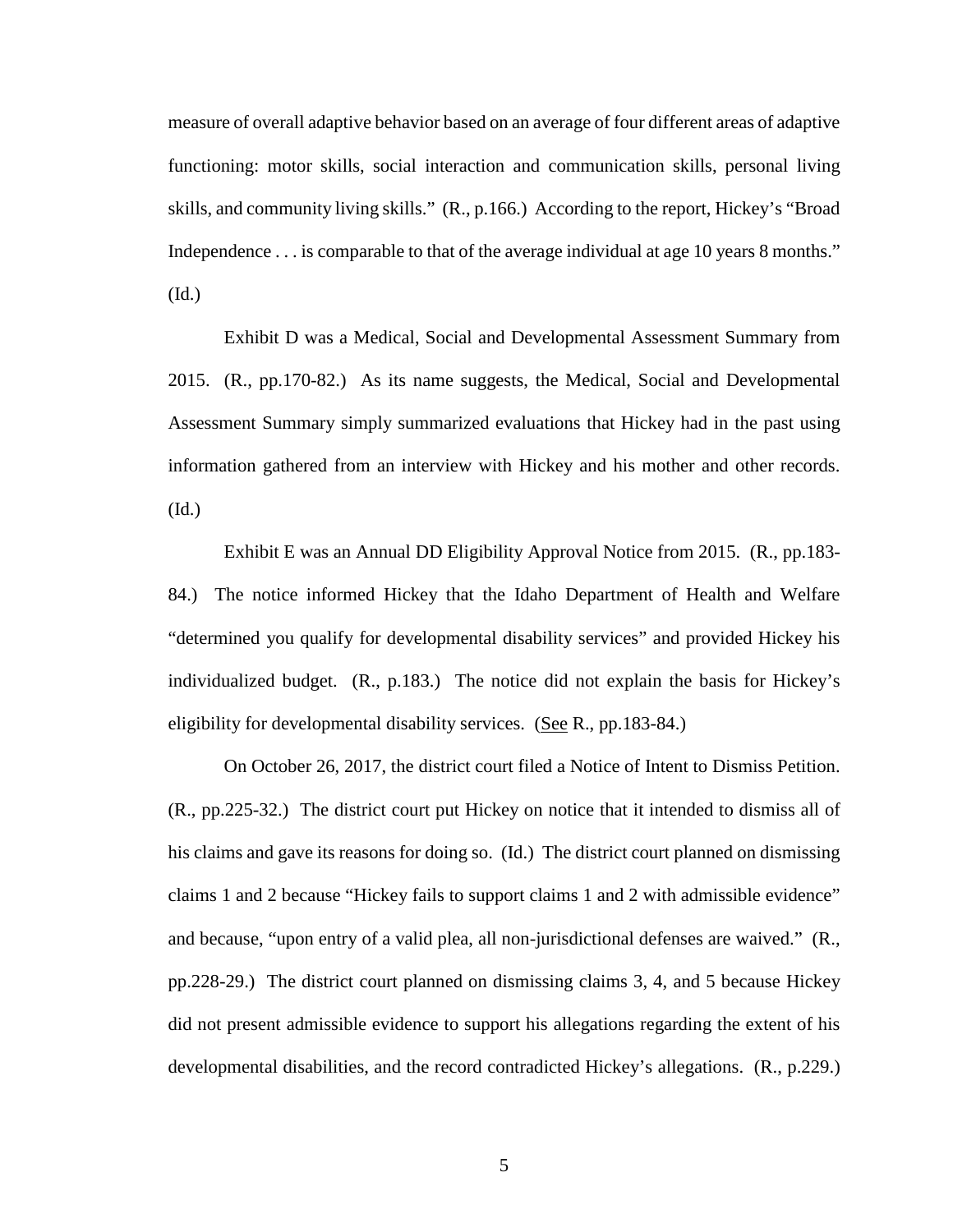measure of overall adaptive behavior based on an average of four different areas of adaptive functioning: motor skills, social interaction and communication skills, personal living skills, and community living skills." (R., p.166.) According to the report, Hickey's "Broad Independence . . . is comparable to that of the average individual at age 10 years 8 months." (Id.)

Exhibit D was a Medical, Social and Developmental Assessment Summary from 2015. (R., pp.170-82.) As its name suggests, the Medical, Social and Developmental Assessment Summary simply summarized evaluations that Hickey had in the past using information gathered from an interview with Hickey and his mother and other records. (Id.)

Exhibit E was an Annual DD Eligibility Approval Notice from 2015. (R., pp.183-84.) The notice informed Hickey that the Idaho Department of Health and Welfare "determined you qualify for developmental disability services" and provided Hickey his individualized budget. (R., p.183.) The notice did not explain the basis for Hickey's eligibility for developmental disability services. (See R., pp.183-84.)

On October 26, 2017, the district court filed a Notice of Intent to Dismiss Petition. (R., pp.225-32.) The district court put Hickey on notice that it intended to dismiss all of his claims and gave its reasons for doing so. (Id.) The district court planned on dismissing claims 1 and 2 because "Hickey fails to support claims 1 and 2 with admissible evidence" and because, "upon entry of a valid plea, all non-jurisdictional defenses are waived." (R., pp.228-29.) The district court planned on dismissing claims 3, 4, and 5 because Hickey did not present admissible evidence to support his allegations regarding the extent of his developmental disabilities, and the record contradicted Hickey's allegations. (R., p.229.)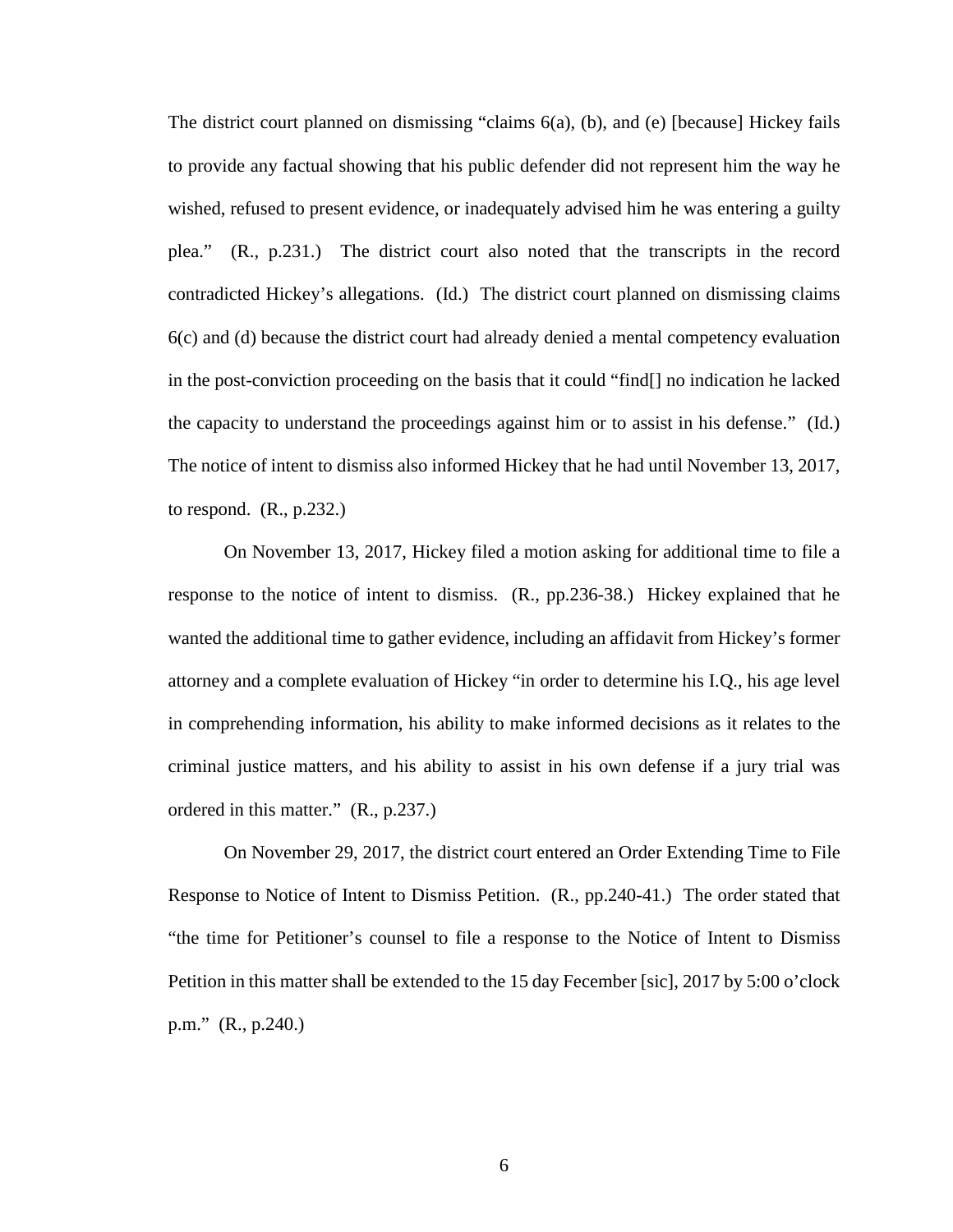The district court planned on dismissing "claims 6(a), (b), and (e) [because] Hickey fails to provide any factual showing that his public defender did not represent him the way he wished, refused to present evidence, or inadequately advised him he was entering a guilty plea." (R., p.231.) The district court also noted that the transcripts in the record contradicted Hickey's allegations. (Id.) The district court planned on dismissing claims 6(c) and (d) because the district court had already denied a mental competency evaluation in the post-conviction proceeding on the basis that it could "find[] no indication he lacked the capacity to understand the proceedings against him or to assist in his defense." (Id.) The notice of intent to dismiss also informed Hickey that he had until November 13, 2017, to respond. (R., p.232.)

On November 13, 2017, Hickey filed a motion asking for additional time to file a response to the notice of intent to dismiss. (R., pp.236-38.) Hickey explained that he wanted the additional time to gather evidence, including an affidavit from Hickey's former attorney and a complete evaluation of Hickey "in order to determine his I.Q., his age level in comprehending information, his ability to make informed decisions as it relates to the criminal justice matters, and his ability to assist in his own defense if a jury trial was ordered in this matter." (R., p.237.)

On November 29, 2017, the district court entered an Order Extending Time to File Response to Notice of Intent to Dismiss Petition. (R., pp.240-41.) The order stated that "the time for Petitioner's counsel to file a response to the Notice of Intent to Dismiss Petition in this matter shall be extended to the 15 day Fecember [sic], 2017 by 5:00 o'clock p.m." (R., p.240.)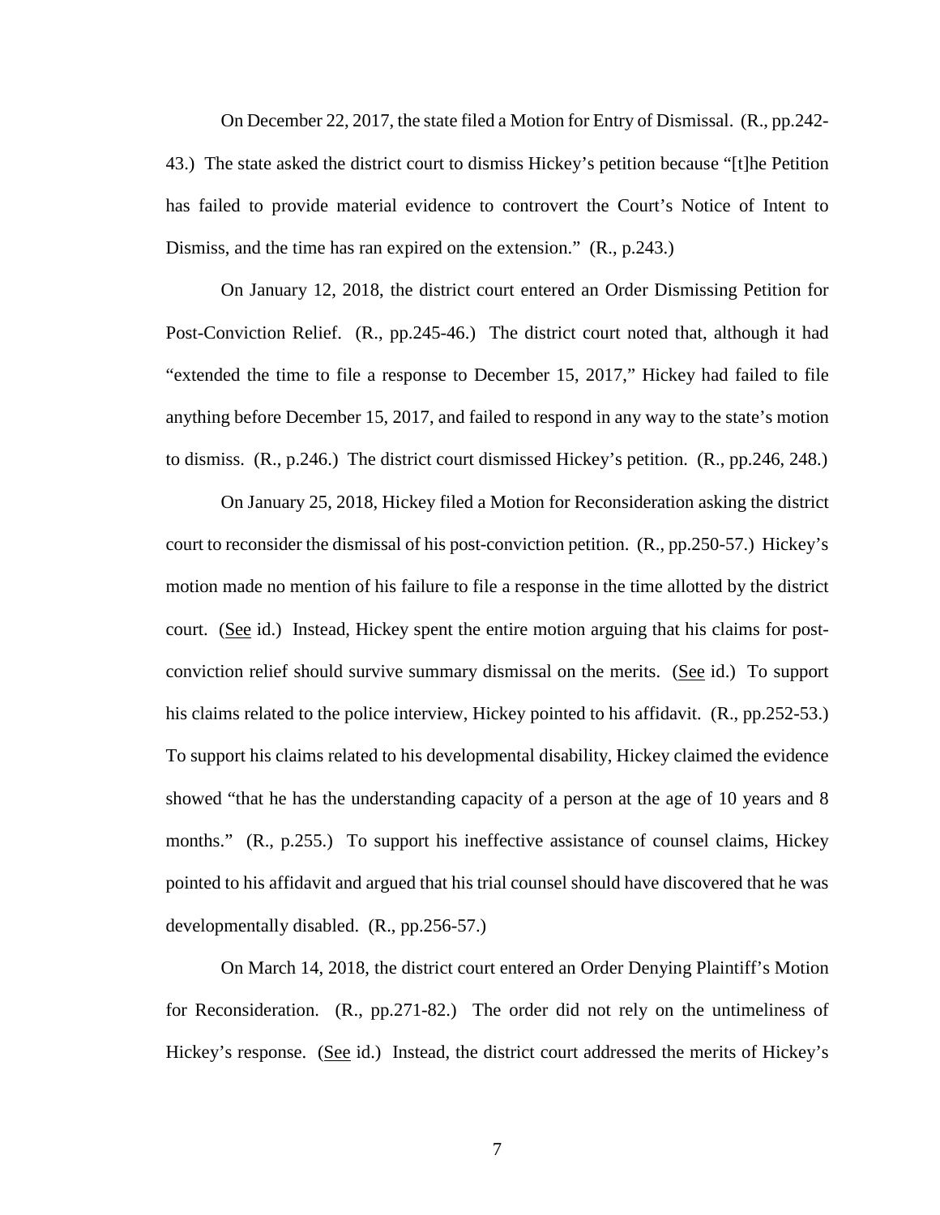On December 22, 2017, the state filed a Motion for Entry of Dismissal. (R., pp.242-43.) The state asked the district court to dismiss Hickey's petition because "[t]he Petition has failed to provide material evidence to controvert the Court's Notice of Intent to Dismiss, and the time has ran expired on the extension." (R., p.243.)

On January 12, 2018, the district court entered an Order Dismissing Petition for Post-Conviction Relief. (R., pp.245-46.) The district court noted that, although it had "extended the time to file a response to December 15, 2017," Hickey had failed to file anything before December 15, 2017, and failed to respond in any way to the state's motion to dismiss. (R., p.246.) The district court dismissed Hickey's petition. (R., pp.246, 248.)

On January 25, 2018, Hickey filed a Motion for Reconsideration asking the district court to reconsider the dismissal of his post-conviction petition. (R., pp.250-57.) Hickey's motion made no mention of his failure to file a response in the time allotted by the district court. (See id.) Instead, Hickey spent the entire motion arguing that his claims for post-conviction relief should survive summary dismissal on the merits. (See id.) To support his claims related to the police interview, Hickey pointed to his affidavit. (R., pp.252-53.) To support his claims related to his developmental disability, Hickey claimed the evidence showed "that he has the understanding capacity of a person at the age of 10 years and 8 months." (R., p.255.) To support his ineffective assistance of counsel claims, Hickey pointed to his affidavit and argued that his trial counsel should have discovered that he was developmentally disabled. (R., pp.256-57.)

On March 14, 2018, the district court entered an Order Denying Plaintiff's Motion for Reconsideration. (R., pp.271-82.) The order did not rely on the untimeliness of Hickey's response. (See id.) Instead, the district court addressed the merits of Hickey's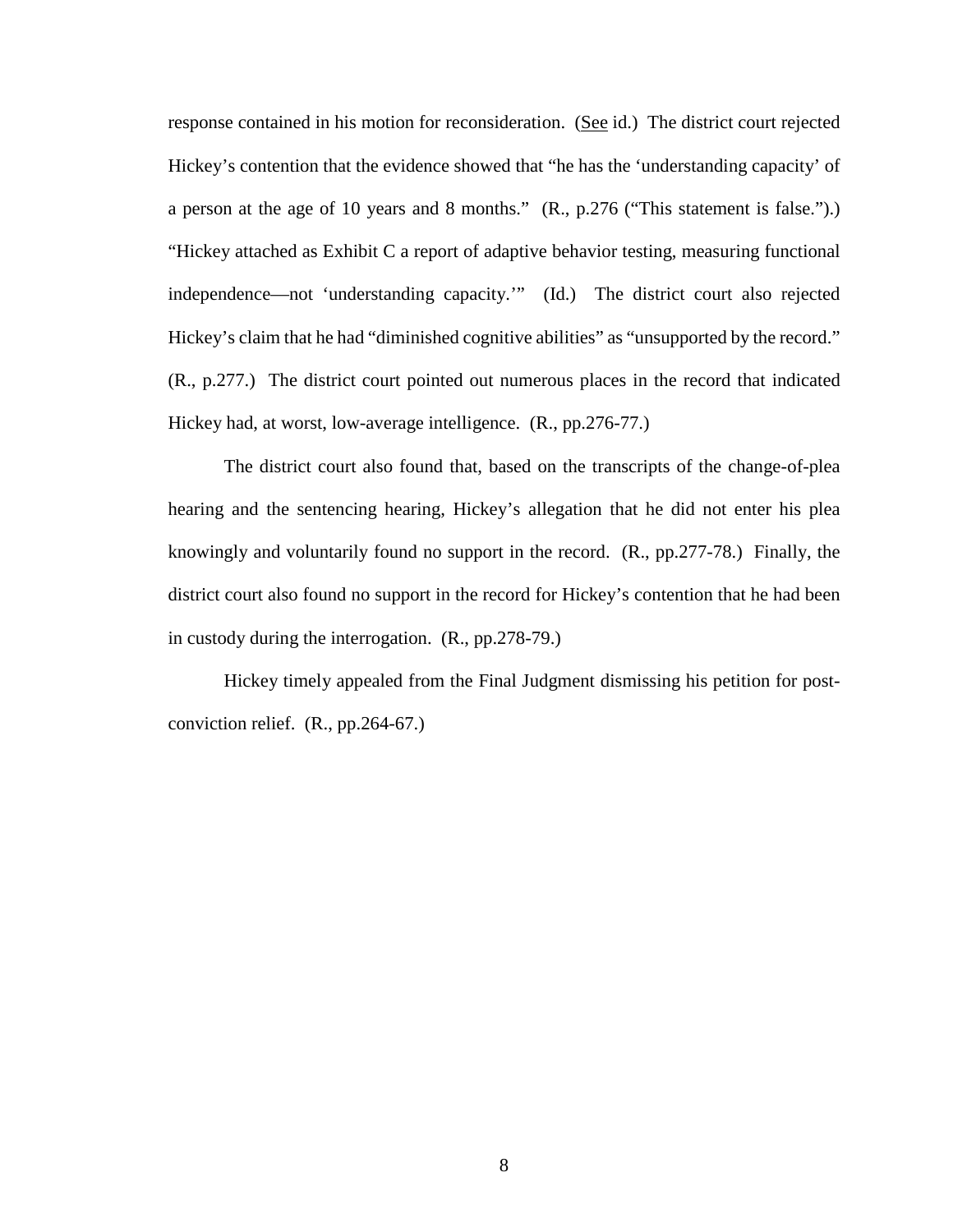response contained in his motion for reconsideration. (See id.) The district court rejected Hickey's contention that the evidence showed that "he has the 'understanding capacity' of a person at the age of 10 years and 8 months." (R., p.276 ("This statement is false.").) "Hickey attached as Exhibit C a report of adaptive behavior testing, measuring functional independence—not 'understanding capacity.'" (Id.) The district court also rejected Hickey's claim that he had "diminished cognitive abilities" as "unsupported by the record." (R., p.277.) The district court pointed out numerous places in the record that indicated Hickey had, at worst, low-average intelligence. (R., pp.276-77.)

The district court also found that, based on the transcripts of the change-of-plea hearing and the sentencing hearing, Hickey's allegation that he did not enter his plea knowingly and voluntarily found no support in the record. (R., pp.277-78.) Finally, the district court also found no support in the record for Hickey's contention that he had been in custody during the interrogation. (R., pp.278-79.)

Hickey timely appealed from the Final Judgment dismissing his petition for post-conviction relief. (R., pp.264-67.)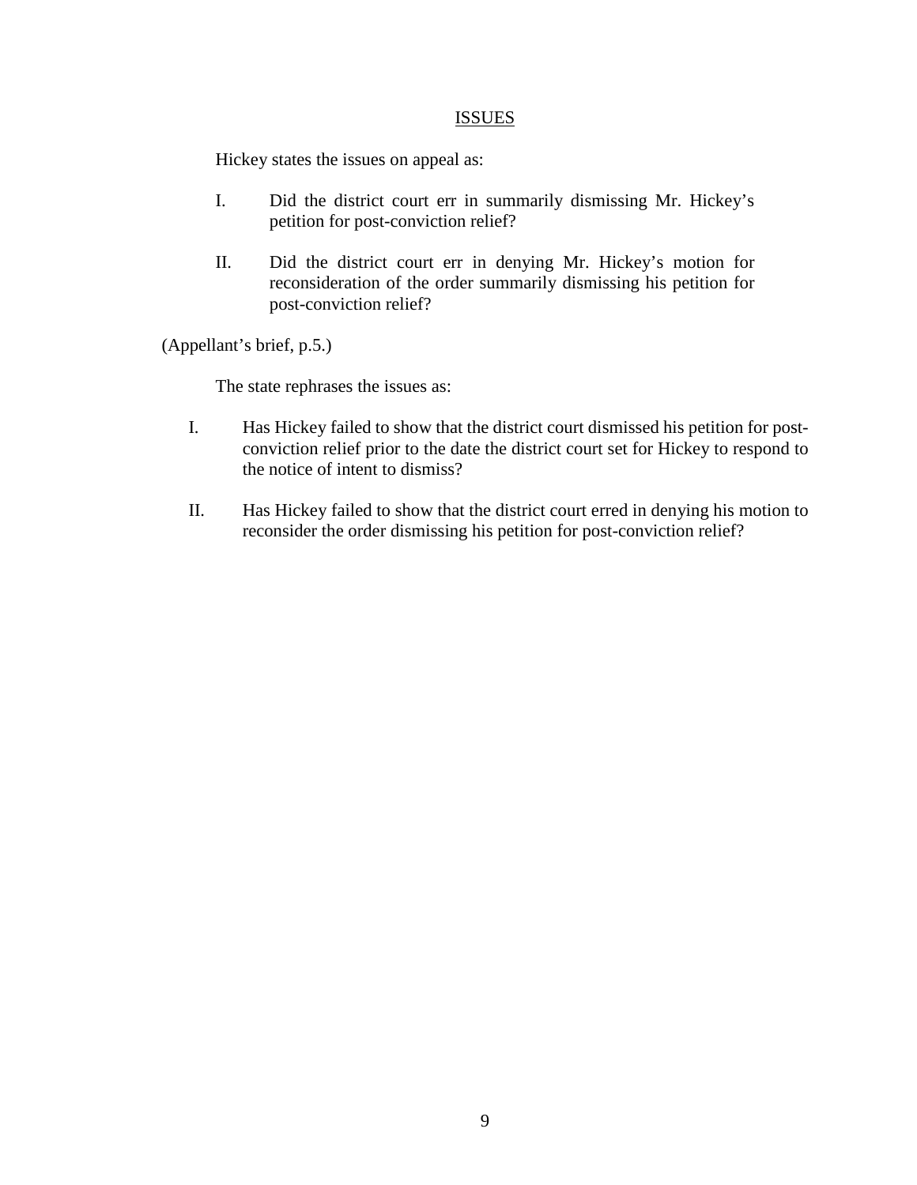## ISSUES

Hickey states the issues on appeal as:

I. Did the district court err in summarily dismissing Mr. Hickey's petition for post-conviction relief?

II. Did the district court err in denying Mr. Hickey's motion for reconsideration of the order summarily dismissing his petition for post-conviction relief?

(Appellant's brief, p.5.)

The state rephrases the issues as:

I. Has Hickey failed to show that the district court dismissed his petition for post-conviction relief prior to the date the district court set for Hickey to respond to the notice of intent to dismiss?

II. Has Hickey failed to show that the district court erred in denying his motion to reconsider the order dismissing his petition for post-conviction relief?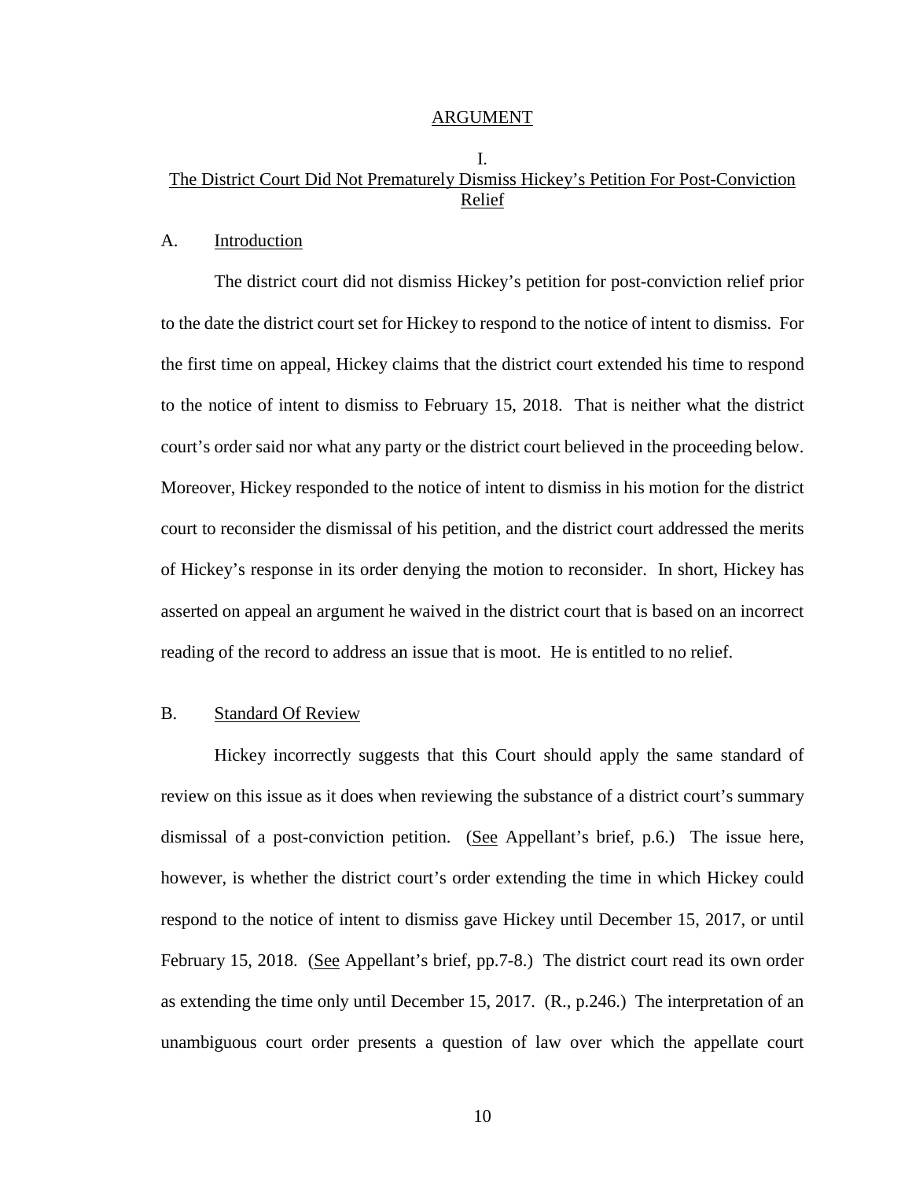# ARGUMENT

## I. The District Court Did Not Prematurely Dismiss Hickey's Petition For Post-Conviction Relief

### A. Introduction

The district court did not dismiss Hickey's petition for post-conviction relief prior to the date the district court set for Hickey to respond to the notice of intent to dismiss. For the first time on appeal, Hickey claims that the district court extended his time to respond to the notice of intent to dismiss to February 15, 2018. That is neither what the district court's order said nor what any party or the district court believed in the proceeding below. Moreover, Hickey responded to the notice of intent to dismiss in his motion for the district court to reconsider the dismissal of his petition, and the district court addressed the merits of Hickey's response in its order denying the motion to reconsider. In short, Hickey has asserted on appeal an argument he waived in the district court that is based on an incorrect reading of the record to address an issue that is moot. He is entitled to no relief.

### B. Standard Of Review

Hickey incorrectly suggests that this Court should apply the same standard of review on this issue as it does when reviewing the substance of a district court's summary dismissal of a post-conviction petition. (See Appellant's brief, p.6.) The issue here, however, is whether the district court's order extending the time in which Hickey could respond to the notice of intent to dismiss gave Hickey until December 15, 2017, or until February 15, 2018. (See Appellant's brief, pp.7-8.) The district court read its own order as extending the time only until December 15, 2017. (R., p.246.) The interpretation of an unambiguous court order presents a question of law over which the appellate court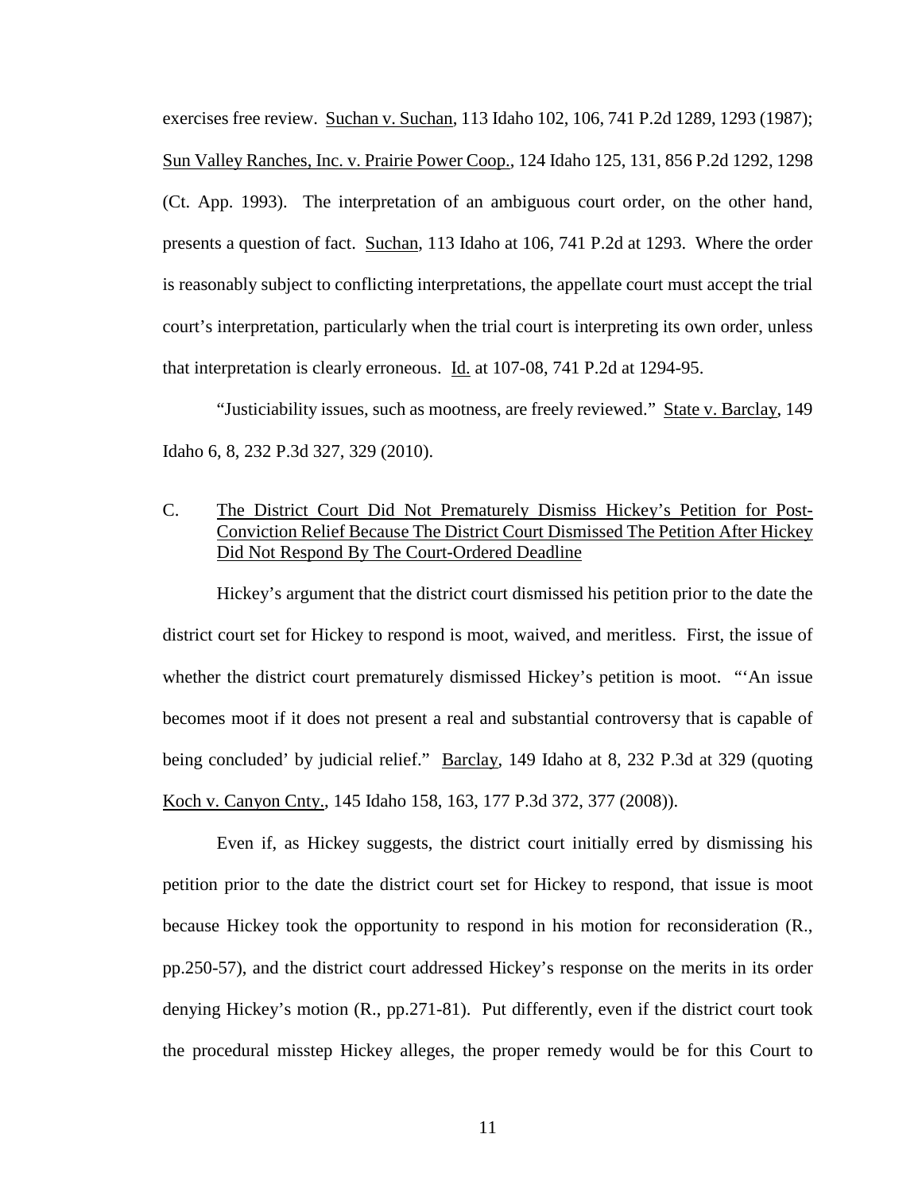exercises free review. Suchan v. Suchan, 113 Idaho 102, 106, 741 P.2d 1289, 1293 (1987); Sun Valley Ranches, Inc. v. Prairie Power Coop., 124 Idaho 125, 131, 856 P.2d 1292, 1298 (Ct. App. 1993). The interpretation of an ambiguous court order, on the other hand, presents a question of fact. Suchan, 113 Idaho at 106, 741 P.2d at 1293. Where the order is reasonably subject to conflicting interpretations, the appellate court must accept the trial court's interpretation, particularly when the trial court is interpreting its own order, unless that interpretation is clearly erroneous. Id. at 107-08, 741 P.2d at 1294-95.

"Justiciability issues, such as mootness, are freely reviewed." State v. Barclay, 149 Idaho 6, 8, 232 P.3d 327, 329 (2010).

C. The District Court Did Not Prematurely Dismiss Hickey's Petition for Post-Conviction Relief Because The District Court Dismissed The Petition After Hickey Did Not Respond By The Court-Ordered Deadline

Hickey's argument that the district court dismissed his petition prior to the date the district court set for Hickey to respond is moot, waived, and meritless. First, the issue of whether the district court prematurely dismissed Hickey's petition is moot. "'An issue becomes moot if it does not present a real and substantial controversy that is capable of being concluded' by judicial relief." Barclay, 149 Idaho at 8, 232 P.3d at 329 (quoting Koch v. Canyon Cnty., 145 Idaho 158, 163, 177 P.3d 372, 377 (2008)).

Even if, as Hickey suggests, the district court initially erred by dismissing his petition prior to the date the district court set for Hickey to respond, that issue is moot because Hickey took the opportunity to respond in his motion for reconsideration (R., pp.250-57), and the district court addressed Hickey's response on the merits in its order denying Hickey's motion (R., pp.271-81). Put differently, even if the district court took the procedural misstep Hickey alleges, the proper remedy would be for this Court to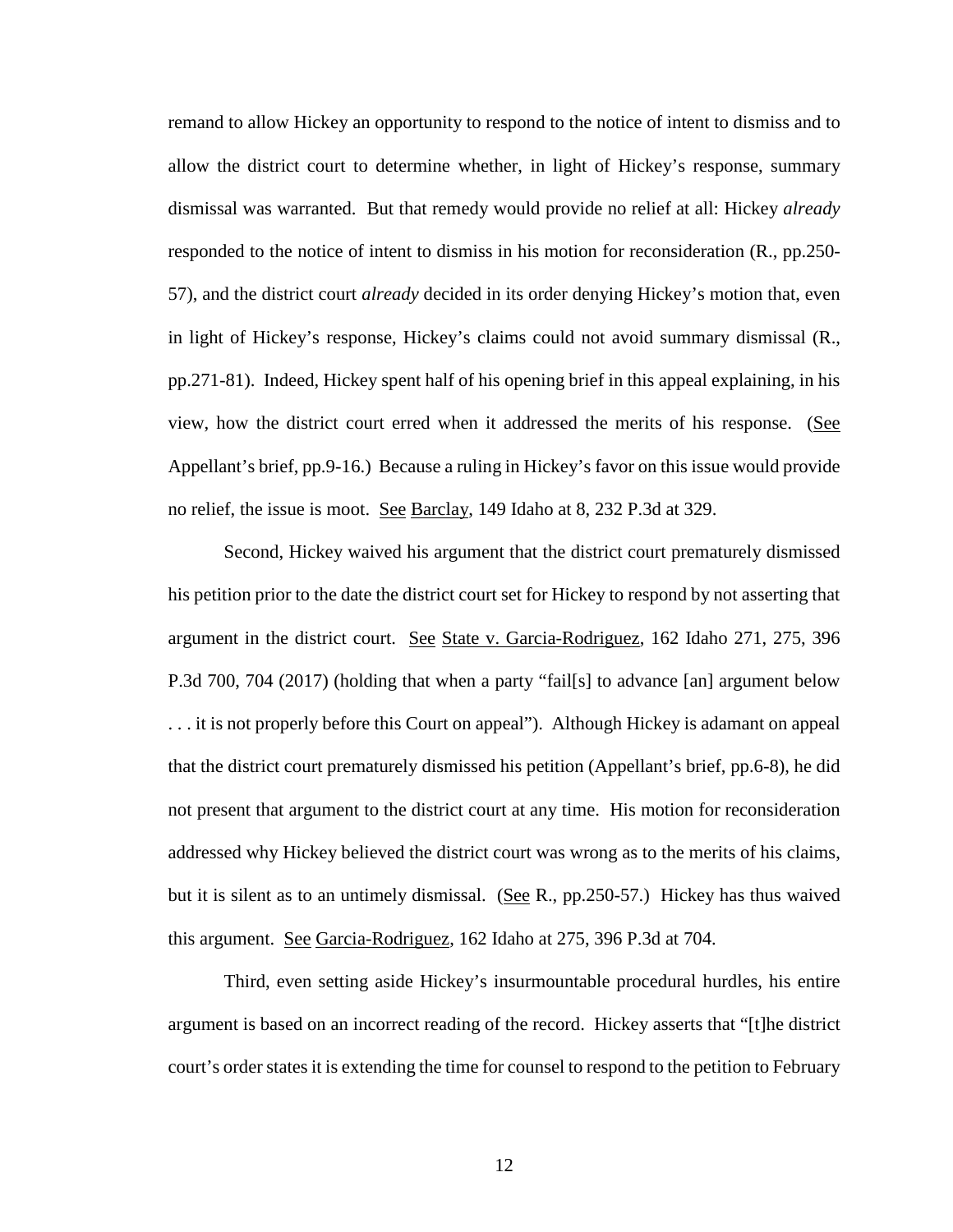remand to allow Hickey an opportunity to respond to the notice of intent to dismiss and to allow the district court to determine whether, in light of Hickey's response, summary dismissal was warranted. But that remedy would provide no relief at all: Hickey *already* responded to the notice of intent to dismiss in his motion for reconsideration (R., pp.250-57), and the district court *already* decided in its order denying Hickey's motion that, even in light of Hickey's response, Hickey's claims could not avoid summary dismissal (R., pp.271-81). Indeed, Hickey spent half of his opening brief in this appeal explaining, in his view, how the district court erred when it addressed the merits of his response. (See Appellant's brief, pp.9-16.) Because a ruling in Hickey's favor on this issue would provide no relief, the issue is moot. See Barclay, 149 Idaho at 8, 232 P.3d at 329.

Second, Hickey waived his argument that the district court prematurely dismissed his petition prior to the date the district court set for Hickey to respond by not asserting that argument in the district court. See State v. Garcia-Rodriguez, 162 Idaho 271, 275, 396 P.3d 700, 704 (2017) (holding that when a party "fail[s] to advance [an] argument below . . . it is not properly before this Court on appeal"). Although Hickey is adamant on appeal that the district court prematurely dismissed his petition (Appellant's brief, pp.6-8), he did not present that argument to the district court at any time. His motion for reconsideration addressed why Hickey believed the district court was wrong as to the merits of his claims, but it is silent as to an untimely dismissal. (See R., pp.250-57.) Hickey has thus waived this argument. See Garcia-Rodriguez, 162 Idaho at 275, 396 P.3d at 704.

Third, even setting aside Hickey's insurmountable procedural hurdles, his entire argument is based on an incorrect reading of the record. Hickey asserts that "[t]he district court's order states it is extending the time for counsel to respond to the petition to February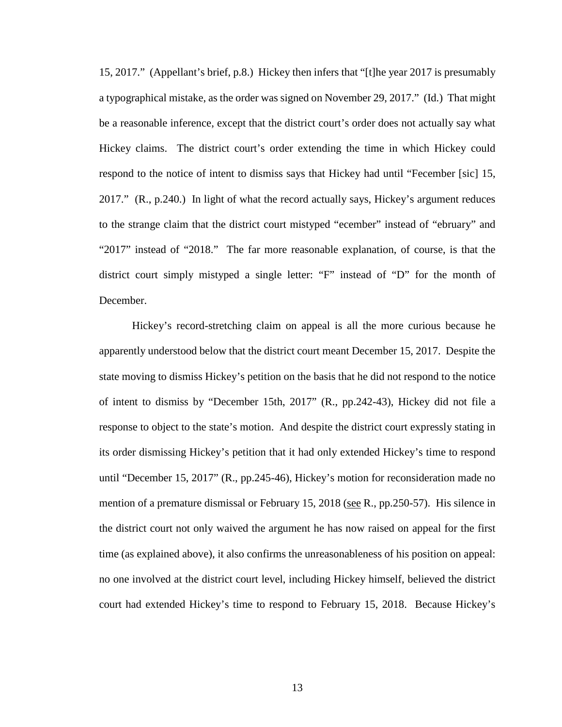15, 2017." (Appellant's brief, p.8.) Hickey then infers that "[t]he year 2017 is presumably a typographical mistake, as the order was signed on November 29, 2017." (Id.) That might be a reasonable inference, except that the district court's order does not actually say what Hickey claims. The district court's order extending the time in which Hickey could respond to the notice of intent to dismiss says that Hickey had until "Fecember [sic] 15, 2017." (R., p.240.) In light of what the record actually says, Hickey's argument reduces to the strange claim that the district court mistyped "ecember" instead of "ebruary" and "2017" instead of "2018." The far more reasonable explanation, of course, is that the district court simply mistyped a single letter: "F" instead of "D" for the month of December.

Hickey's record-stretching claim on appeal is all the more curious because he apparently understood below that the district court meant December 15, 2017. Despite the state moving to dismiss Hickey's petition on the basis that he did not respond to the notice of intent to dismiss by "December 15th, 2017" (R., pp.242-43), Hickey did not file a response to object to the state's motion. And despite the district court expressly stating in its order dismissing Hickey's petition that it had only extended Hickey's time to respond until "December 15, 2017" (R., pp.245-46), Hickey's motion for reconsideration made no mention of a premature dismissal or February 15, 2018 (see R., pp.250-57). His silence in the district court not only waived the argument he has now raised on appeal for the first time (as explained above), it also confirms the unreasonableness of his position on appeal: no one involved at the district court level, including Hickey himself, believed the district court had extended Hickey's time to respond to February 15, 2018. Because Hickey's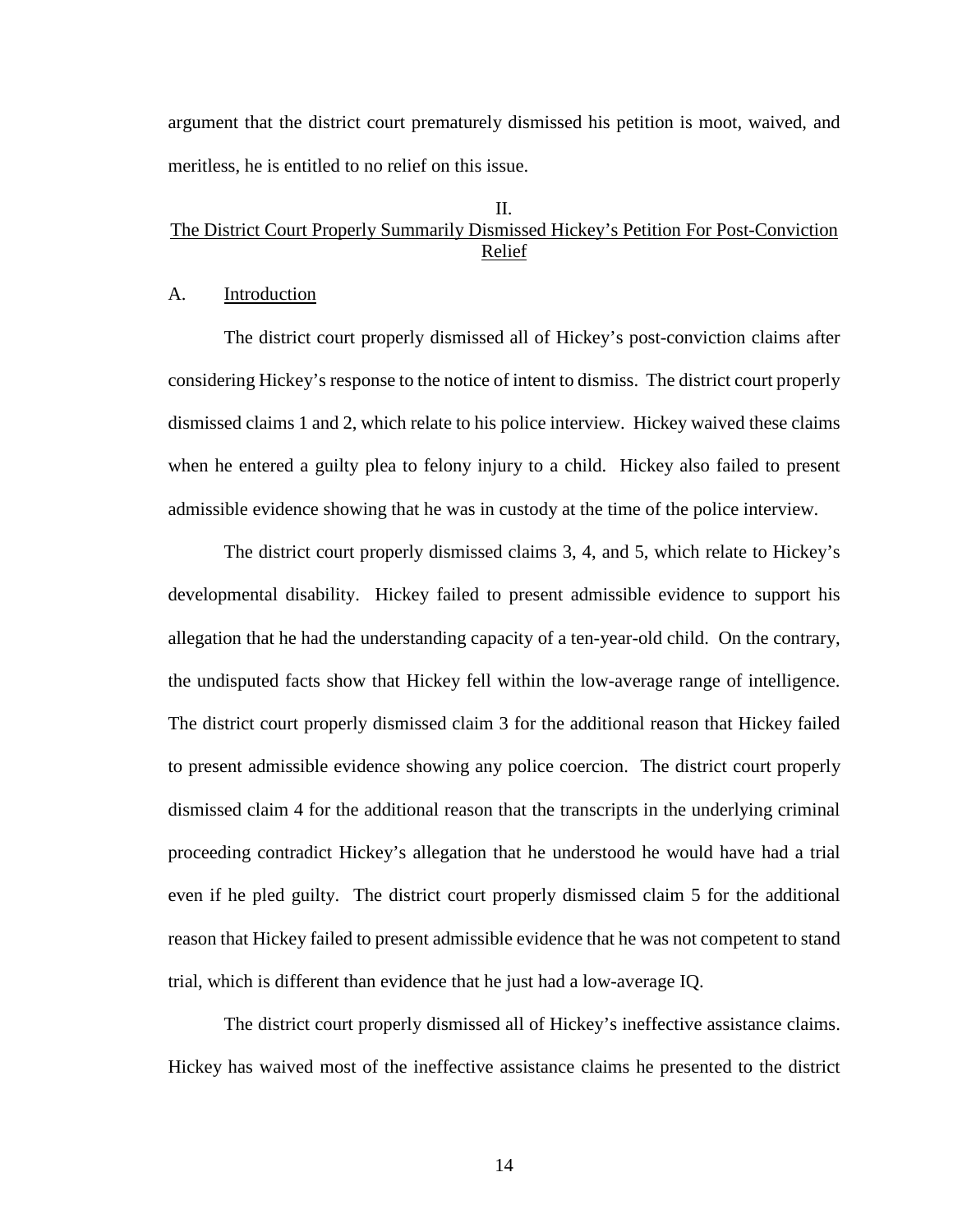argument that the district court prematurely dismissed his petition is moot, waived, and meritless, he is entitled to no relief on this issue.

## II. The District Court Properly Summarily Dismissed Hickey's Petition For Post-Conviction Relief

### A. Introduction

The district court properly dismissed all of Hickey's post-conviction claims after considering Hickey's response to the notice of intent to dismiss. The district court properly dismissed claims 1 and 2, which relate to his police interview. Hickey waived these claims when he entered a guilty plea to felony injury to a child. Hickey also failed to present admissible evidence showing that he was in custody at the time of the police interview.

The district court properly dismissed claims 3, 4, and 5, which relate to Hickey's developmental disability. Hickey failed to present admissible evidence to support his allegation that he had the understanding capacity of a ten-year-old child. On the contrary, the undisputed facts show that Hickey fell within the low-average range of intelligence. The district court properly dismissed claim 3 for the additional reason that Hickey failed to present admissible evidence showing any police coercion. The district court properly dismissed claim 4 for the additional reason that the transcripts in the underlying criminal proceeding contradict Hickey's allegation that he understood he would have had a trial even if he pled guilty. The district court properly dismissed claim 5 for the additional reason that Hickey failed to present admissible evidence that he was not competent to stand trial, which is different than evidence that he just had a low-average IQ.

The district court properly dismissed all of Hickey's ineffective assistance claims. Hickey has waived most of the ineffective assistance claims he presented to the district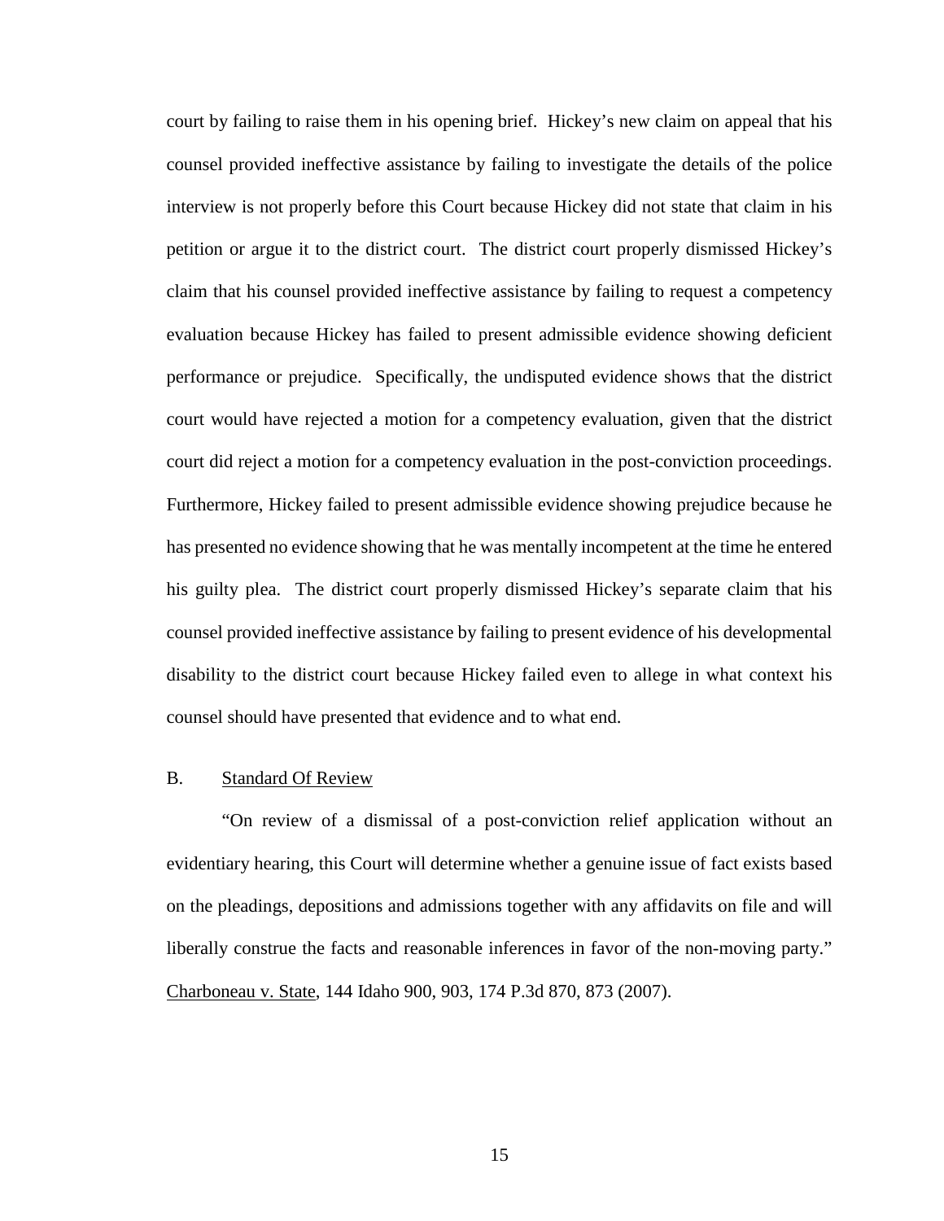court by failing to raise them in his opening brief. Hickey's new claim on appeal that his counsel provided ineffective assistance by failing to investigate the details of the police interview is not properly before this Court because Hickey did not state that claim in his petition or argue it to the district court. The district court properly dismissed Hickey's claim that his counsel provided ineffective assistance by failing to request a competency evaluation because Hickey has failed to present admissible evidence showing deficient performance or prejudice. Specifically, the undisputed evidence shows that the district court would have rejected a motion for a competency evaluation, given that the district court did reject a motion for a competency evaluation in the post-conviction proceedings. Furthermore, Hickey failed to present admissible evidence showing prejudice because he has presented no evidence showing that he was mentally incompetent at the time he entered his guilty plea. The district court properly dismissed Hickey's separate claim that his counsel provided ineffective assistance by failing to present evidence of his developmental disability to the district court because Hickey failed even to allege in what context his counsel should have presented that evidence and to what end.

## B. Standard Of Review

"On review of a dismissal of a post-conviction relief application without an evidentiary hearing, this Court will determine whether a genuine issue of fact exists based on the pleadings, depositions and admissions together with any affidavits on file and will liberally construe the facts and reasonable inferences in favor of the non-moving party." Charboneau v. State, 144 Idaho 900, 903, 174 P.3d 870, 873 (2007).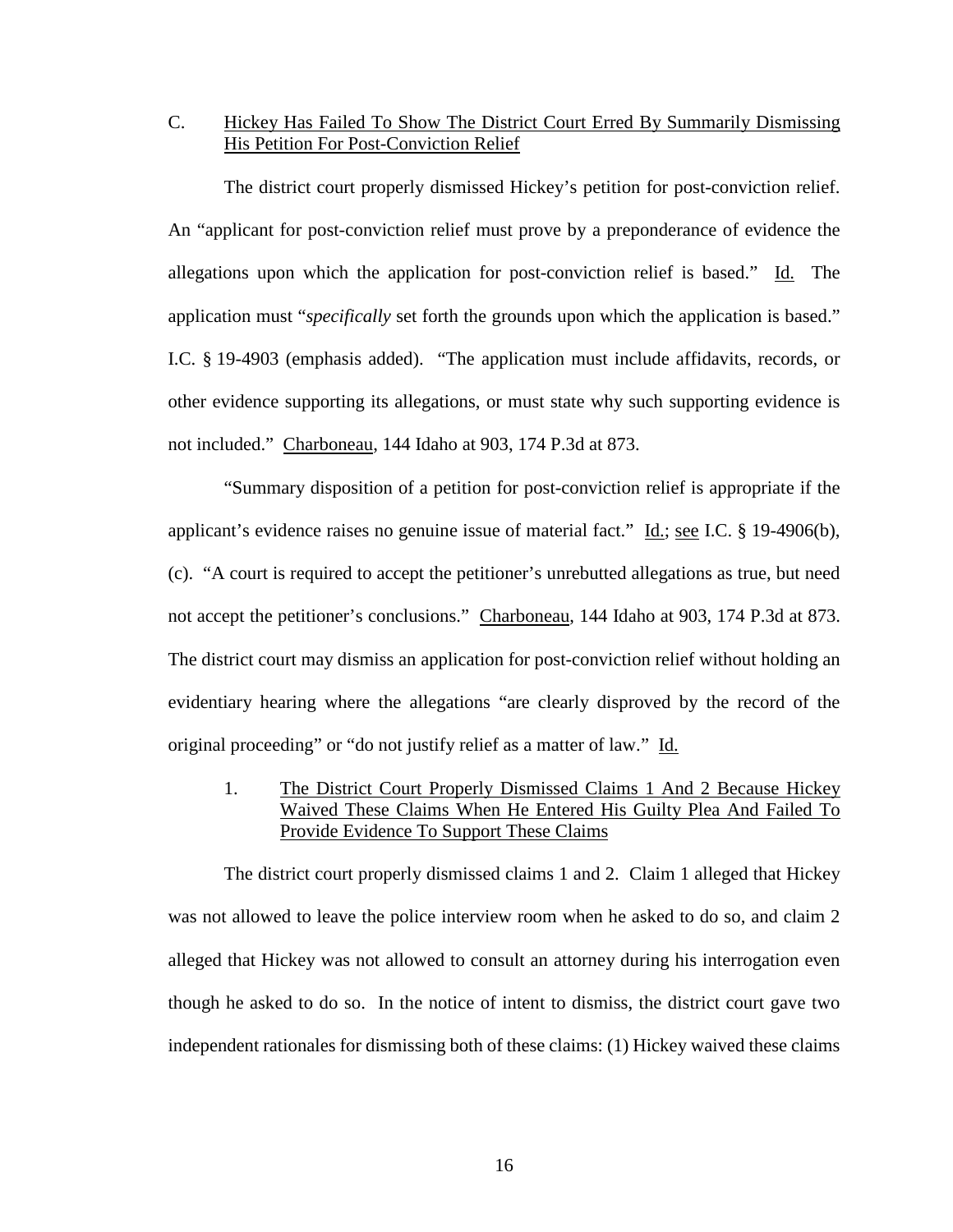C. Hickey Has Failed To Show The District Court Erred By Summarily Dismissing His Petition For Post-Conviction Relief

The district court properly dismissed Hickey's petition for post-conviction relief. An "applicant for post-conviction relief must prove by a preponderance of evidence the allegations upon which the application for post-conviction relief is based." Id. The application must "*specifically* set forth the grounds upon which the application is based." I.C. § 19-4903 (emphasis added). "The application must include affidavits, records, or other evidence supporting its allegations, or must state why such supporting evidence is not included." Charboneau, 144 Idaho at 903, 174 P.3d at 873.

"Summary disposition of a petition for post-conviction relief is appropriate if the applicant's evidence raises no genuine issue of material fact." Id.; see I.C. § 19-4906(b), (c). "A court is required to accept the petitioner's unrebutted allegations as true, but need not accept the petitioner's conclusions." Charboneau, 144 Idaho at 903, 174 P.3d at 873. The district court may dismiss an application for post-conviction relief without holding an evidentiary hearing where the allegations "are clearly disproved by the record of the original proceeding" or "do not justify relief as a matter of law." Id.

1. The District Court Properly Dismissed Claims 1 And 2 Because Hickey Waived These Claims When He Entered His Guilty Plea And Failed To Provide Evidence To Support These Claims

The district court properly dismissed claims 1 and 2. Claim 1 alleged that Hickey was not allowed to leave the police interview room when he asked to do so, and claim 2 alleged that Hickey was not allowed to consult an attorney during his interrogation even though he asked to do so. In the notice of intent to dismiss, the district court gave two independent rationales for dismissing both of these claims: (1) Hickey waived these claims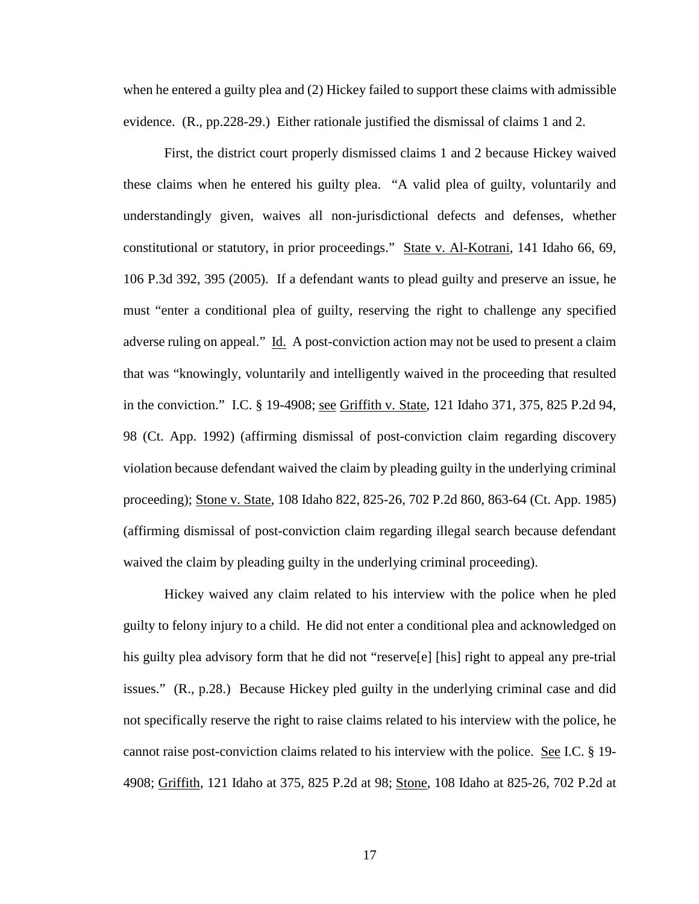when he entered a guilty plea and (2) Hickey failed to support these claims with admissible evidence. (R., pp.228-29.) Either rationale justified the dismissal of claims 1 and 2.

First, the district court properly dismissed claims 1 and 2 because Hickey waived these claims when he entered his guilty plea. "A valid plea of guilty, voluntarily and understandingly given, waives all non-jurisdictional defects and defenses, whether constitutional or statutory, in prior proceedings." State v. Al-Kotrani, 141 Idaho 66, 69, 106 P.3d 392, 395 (2005). If a defendant wants to plead guilty and preserve an issue, he must "enter a conditional plea of guilty, reserving the right to challenge any specified adverse ruling on appeal." Id. A post-conviction action may not be used to present a claim that was "knowingly, voluntarily and intelligently waived in the proceeding that resulted in the conviction." I.C. § 19-4908; see Griffith v. State, 121 Idaho 371, 375, 825 P.2d 94, 98 (Ct. App. 1992) (affirming dismissal of post-conviction claim regarding discovery violation because defendant waived the claim by pleading guilty in the underlying criminal proceeding); Stone v. State, 108 Idaho 822, 825-26, 702 P.2d 860, 863-64 (Ct. App. 1985) (affirming dismissal of post-conviction claim regarding illegal search because defendant waived the claim by pleading guilty in the underlying criminal proceeding).

Hickey waived any claim related to his interview with the police when he pled guilty to felony injury to a child. He did not enter a conditional plea and acknowledged on his guilty plea advisory form that he did not "reserve[e] [his] right to appeal any pre-trial issues." (R., p.28.) Because Hickey pled guilty in the underlying criminal case and did not specifically reserve the right to raise claims related to his interview with the police, he cannot raise post-conviction claims related to his interview with the police. See I.C. § 19-4908; Griffith, 121 Idaho at 375, 825 P.2d at 98; Stone, 108 Idaho at 825-26, 702 P.2d at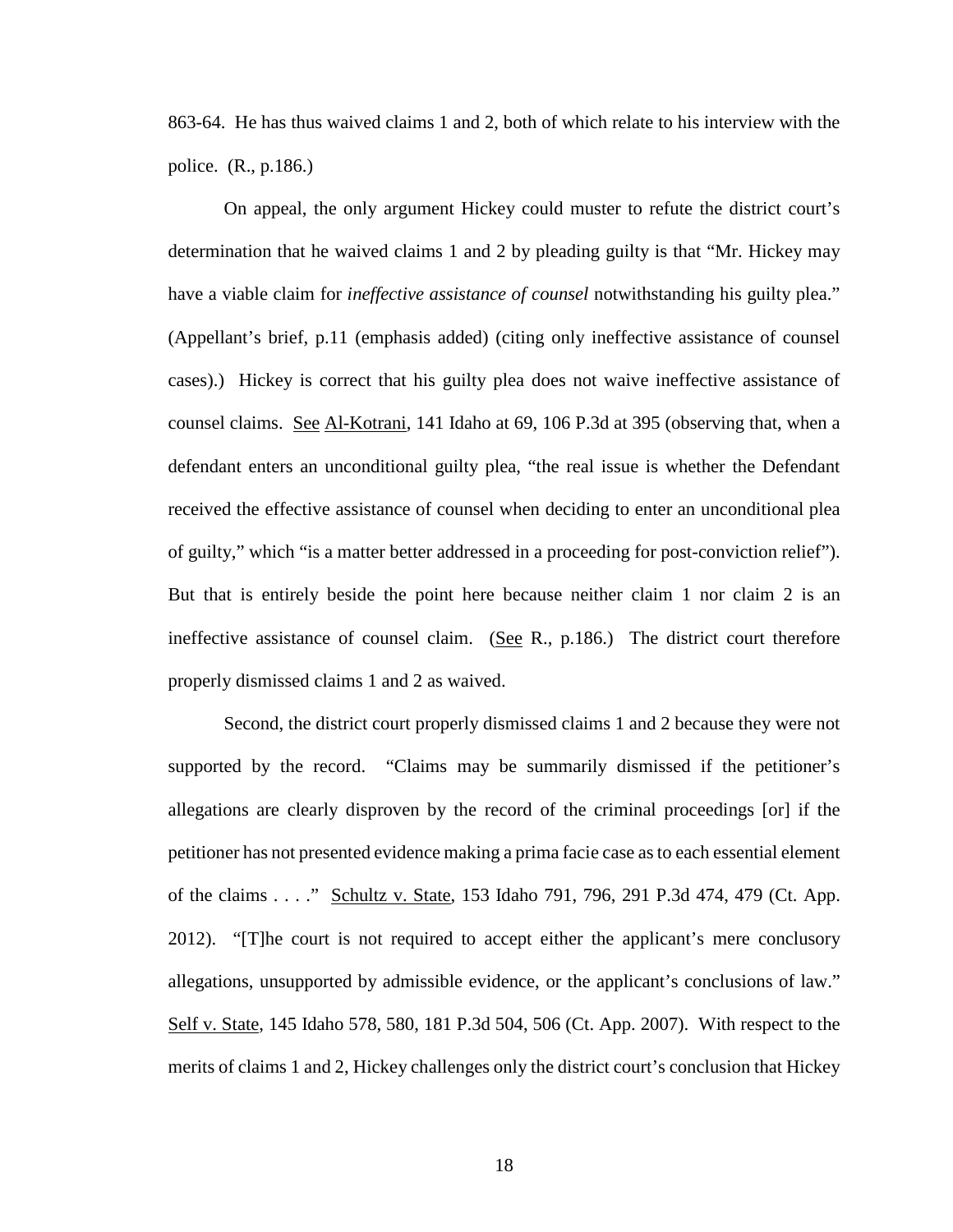863-64. He has thus waived claims 1 and 2, both of which relate to his interview with the police. (R., p.186.)

On appeal, the only argument Hickey could muster to refute the district court's determination that he waived claims 1 and 2 by pleading guilty is that "Mr. Hickey may have a viable claim for *ineffective assistance of counsel* notwithstanding his guilty plea." (Appellant's brief, p.11 (emphasis added) (citing only ineffective assistance of counsel cases).) Hickey is correct that his guilty plea does not waive ineffective assistance of counsel claims. See Al-Kotrani, 141 Idaho at 69, 106 P.3d at 395 (observing that, when a defendant enters an unconditional guilty plea, "the real issue is whether the Defendant received the effective assistance of counsel when deciding to enter an unconditional plea of guilty," which "is a matter better addressed in a proceeding for post-conviction relief"). But that is entirely beside the point here because neither claim 1 nor claim 2 is an ineffective assistance of counsel claim. (See R., p.186.) The district court therefore properly dismissed claims 1 and 2 as waived.

Second, the district court properly dismissed claims 1 and 2 because they were not supported by the record. "Claims may be summarily dismissed if the petitioner's allegations are clearly disproven by the record of the criminal proceedings [or] if the petitioner has not presented evidence making a prima facie case as to each essential element of the claims . . . ." Schultz v. State, 153 Idaho 791, 796, 291 P.3d 474, 479 (Ct. App. 2012). "[T]he court is not required to accept either the applicant's mere conclusory allegations, unsupported by admissible evidence, or the applicant's conclusions of law." Self v. State, 145 Idaho 578, 580, 181 P.3d 504, 506 (Ct. App. 2007). With respect to the merits of claims 1 and 2, Hickey challenges only the district court's conclusion that Hickey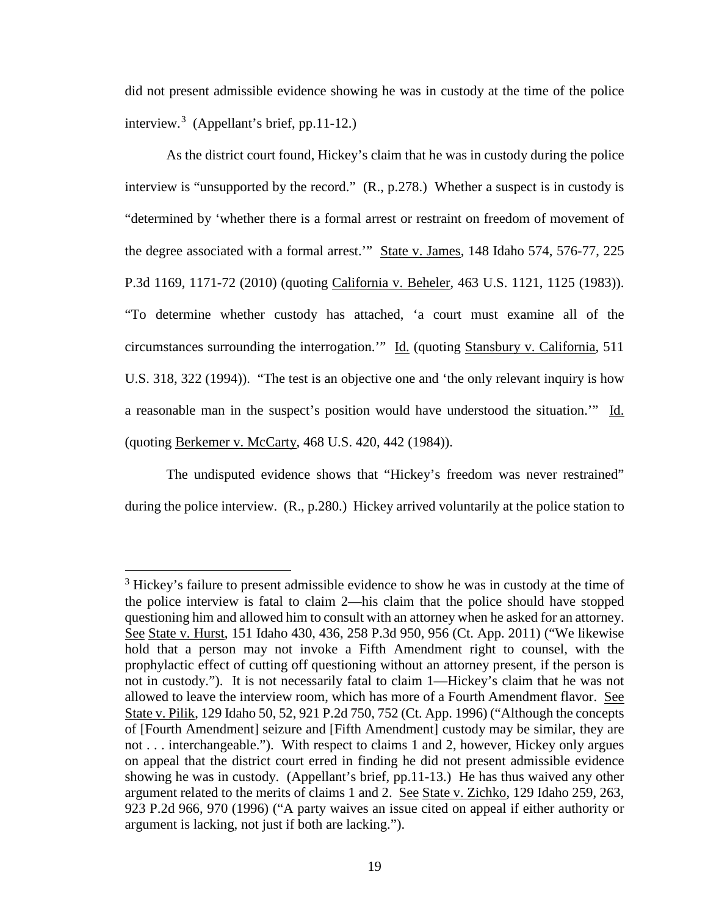did not present admissible evidence showing he was in custody at the time of the police interview.[3] (Appellant's brief, pp.11-12.)

As the district court found, Hickey's claim that he was in custody during the police interview is "unsupported by the record." (R., p.278.) Whether a suspect is in custody is "determined by 'whether there is a formal arrest or restraint on freedom of movement of the degree associated with a formal arrest.'" State v. James, 148 Idaho 574, 576-77, 225 P.3d 1169, 1171-72 (2010) (quoting California v. Beheler, 463 U.S. 1121, 1125 (1983)). "To determine whether custody has attached, 'a court must examine all of the circumstances surrounding the interrogation.'" Id. (quoting Stansbury v. California, 511 U.S. 318, 322 (1994)). "The test is an objective one and 'the only relevant inquiry is how a reasonable man in the suspect's position would have understood the situation.'" Id. (quoting Berkemer v. McCarty, 468 U.S. 420, 442 (1984)).

The undisputed evidence shows that "Hickey's freedom was never restrained" during the police interview. (R., p.280.) Hickey arrived voluntarily at the police station to

---

[3] Hickey's failure to present admissible evidence to show he was in custody at the time of the police interview is fatal to claim 2—his claim that the police should have stopped questioning him and allowed him to consult with an attorney when he asked for an attorney. See State v. Hurst, 151 Idaho 430, 436, 258 P.3d 950, 956 (Ct. App. 2011) ("We likewise hold that a person may not invoke a Fifth Amendment right to counsel, with the prophylactic effect of cutting off questioning without an attorney present, if the person is not in custody."). It is not necessarily fatal to claim 1—Hickey's claim that he was not allowed to leave the interview room, which has more of a Fourth Amendment flavor. See State v. Pilik, 129 Idaho 50, 52, 921 P.2d 750, 752 (Ct. App. 1996) ("Although the concepts of [Fourth Amendment] seizure and [Fifth Amendment] custody may be similar, they are not . . . interchangeable."). With respect to claims 1 and 2, however, Hickey only argues on appeal that the district court erred in finding he did not present admissible evidence showing he was in custody. (Appellant's brief, pp.11-13.) He has thus waived any other argument related to the merits of claims 1 and 2. See State v. Zichko, 129 Idaho 259, 263, 923 P.2d 966, 970 (1996) ("A party waives an issue cited on appeal if either authority or argument is lacking, not just if both are lacking.").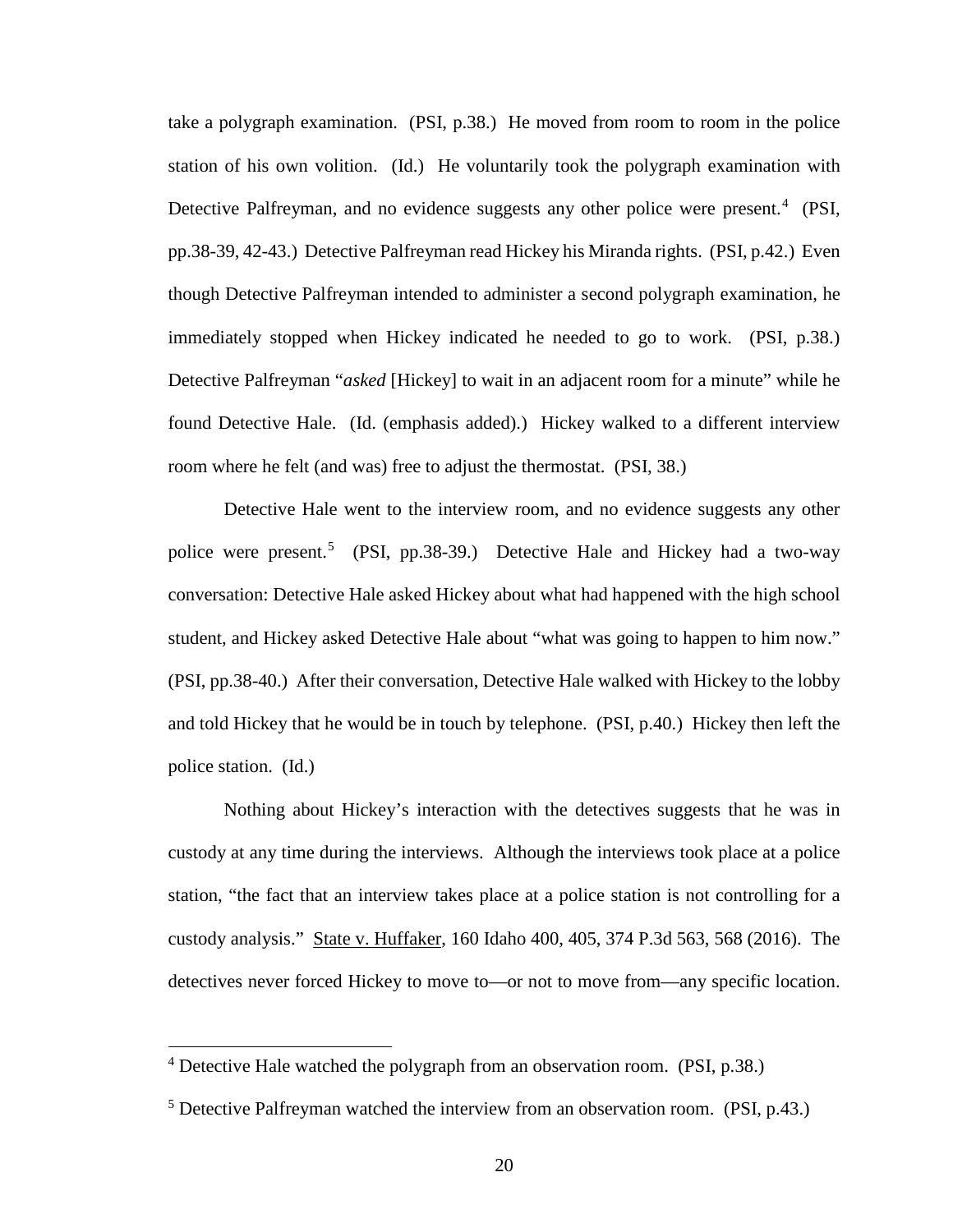take a polygraph examination. (PSI, p.38.) He moved from room to room in the police station of his own volition. (Id.) He voluntarily took the polygraph examination with Detective Palfreyman, and no evidence suggests any other police were present.[4] (PSI, pp.38-39, 42-43.) Detective Palfreyman read Hickey his Miranda rights. (PSI, p.42.) Even though Detective Palfreyman intended to administer a second polygraph examination, he immediately stopped when Hickey indicated he needed to go to work. (PSI, p.38.) Detective Palfreyman "*asked* [Hickey] to wait in an adjacent room for a minute" while he found Detective Hale. (Id. (emphasis added).) Hickey walked to a different interview room where he felt (and was) free to adjust the thermostat. (PSI, 38.)

Detective Hale went to the interview room, and no evidence suggests any other police were present.[5] (PSI, pp.38-39.) Detective Hale and Hickey had a two-way conversation: Detective Hale asked Hickey about what had happened with the high school student, and Hickey asked Detective Hale about "what was going to happen to him now." (PSI, pp.38-40.) After their conversation, Detective Hale walked with Hickey to the lobby and told Hickey that he would be in touch by telephone. (PSI, p.40.) Hickey then left the police station. (Id.)

Nothing about Hickey's interaction with the detectives suggests that he was in custody at any time during the interviews. Although the interviews took place at a police station, "the fact that an interview takes place at a police station is not controlling for a custody analysis." State v. Huffaker, 160 Idaho 400, 405, 374 P.3d 563, 568 (2016). The detectives never forced Hickey to move to—or not to move from—any specific location.

[4] Detective Hale watched the polygraph from an observation room. (PSI, p.38.)

[5] Detective Palfreyman watched the interview from an observation room. (PSI, p.43.)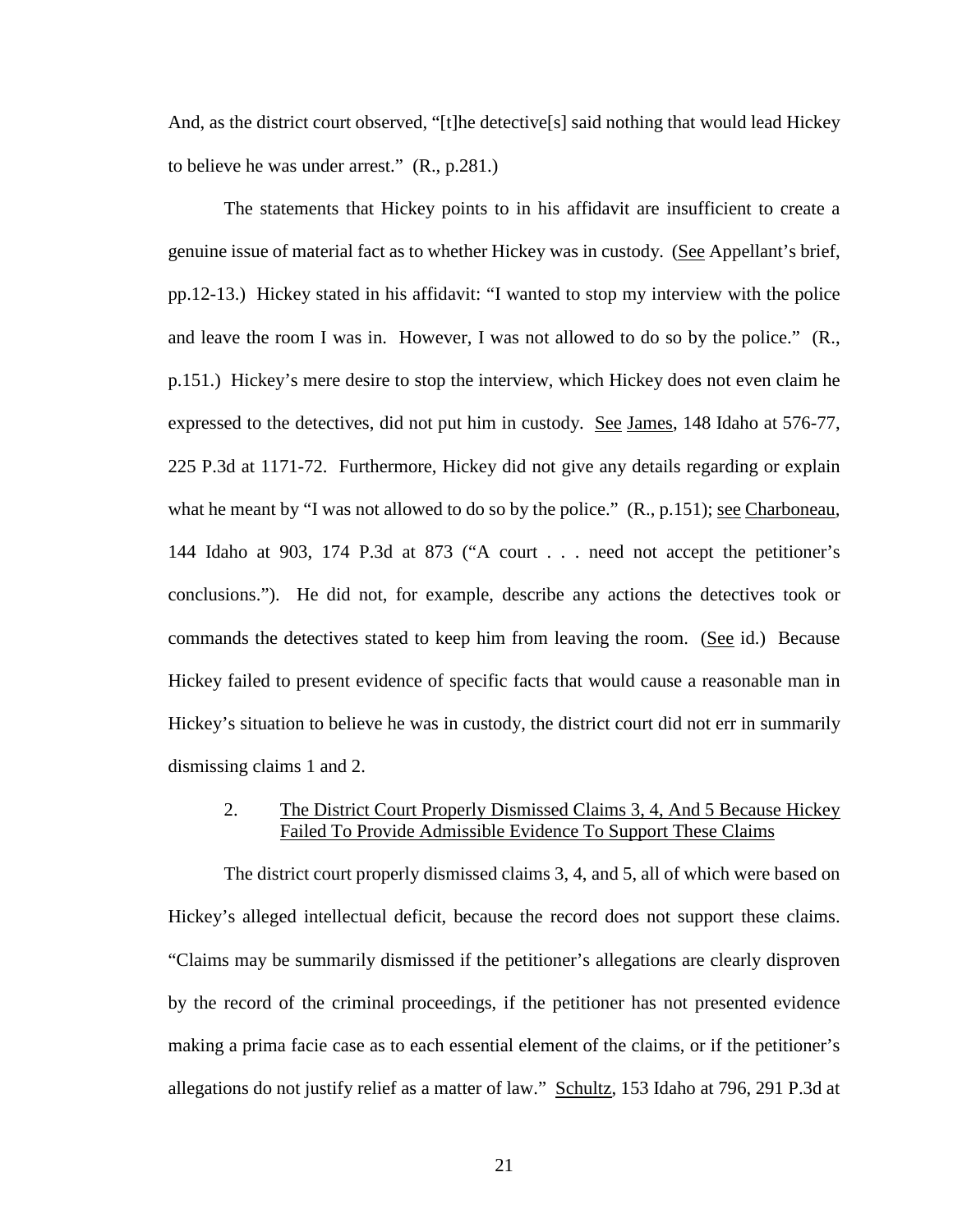And, as the district court observed, "[t]he detective[s] said nothing that would lead Hickey to believe he was under arrest." (R., p.281.)

The statements that Hickey points to in his affidavit are insufficient to create a genuine issue of material fact as to whether Hickey was in custody. (See Appellant's brief, pp.12-13.) Hickey stated in his affidavit: "I wanted to stop my interview with the police and leave the room I was in. However, I was not allowed to do so by the police." (R., p.151.) Hickey's mere desire to stop the interview, which Hickey does not even claim he expressed to the detectives, did not put him in custody. See James, 148 Idaho at 576-77, 225 P.3d at 1171-72. Furthermore, Hickey did not give any details regarding or explain what he meant by "I was not allowed to do so by the police." (R., p.151); see Charboneau, 144 Idaho at 903, 174 P.3d at 873 ("A court . . . need not accept the petitioner's conclusions."). He did not, for example, describe any actions the detectives took or commands the detectives stated to keep him from leaving the room. (See id.) Because Hickey failed to present evidence of specific facts that would cause a reasonable man in Hickey's situation to believe he was in custody, the district court did not err in summarily dismissing claims 1 and 2.

2. The District Court Properly Dismissed Claims 3, 4, And 5 Because Hickey Failed To Provide Admissible Evidence To Support These Claims

The district court properly dismissed claims 3, 4, and 5, all of which were based on Hickey's alleged intellectual deficit, because the record does not support these claims. "Claims may be summarily dismissed if the petitioner's allegations are clearly disproven by the record of the criminal proceedings, if the petitioner has not presented evidence making a prima facie case as to each essential element of the claims, or if the petitioner's allegations do not justify relief as a matter of law." Schultz, 153 Idaho at 796, 291 P.3d at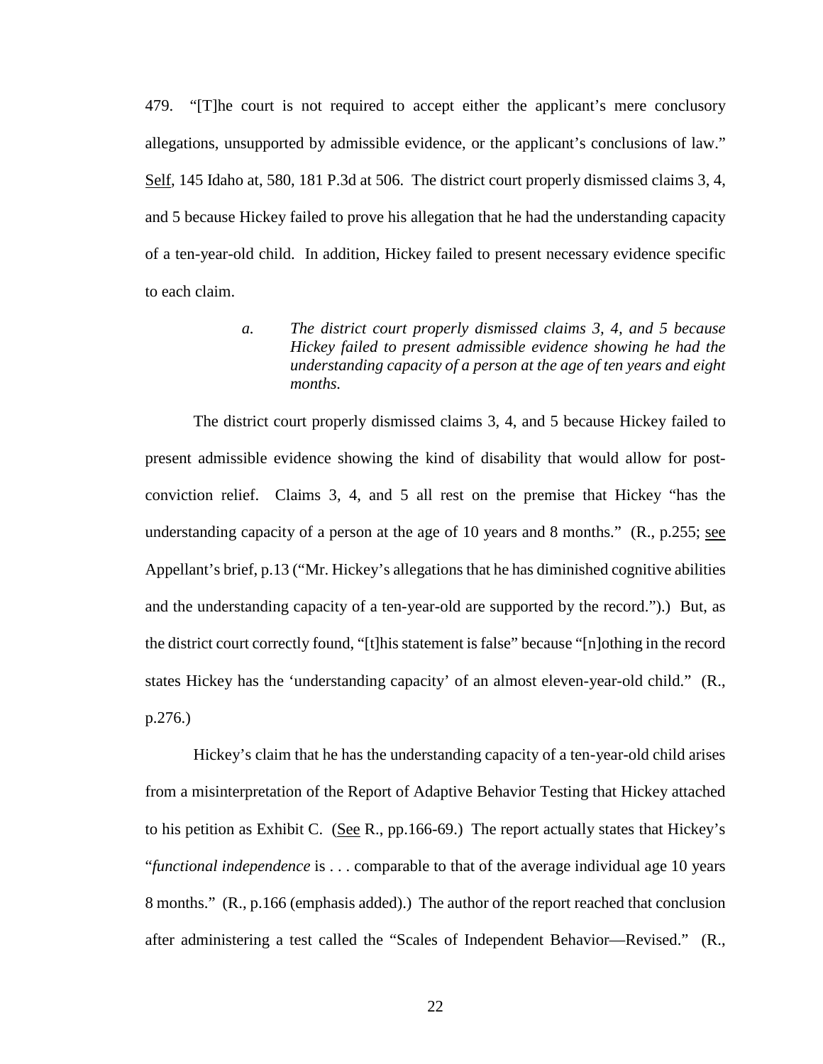479. "[T]he court is not required to accept either the applicant's mere conclusory allegations, unsupported by admissible evidence, or the applicant's conclusions of law." Self, 145 Idaho at, 580, 181 P.3d at 506. The district court properly dismissed claims 3, 4, and 5 because Hickey failed to prove his allegation that he had the understanding capacity of a ten-year-old child. In addition, Hickey failed to present necessary evidence specific to each claim.

> *a. The district court properly dismissed claims 3, 4, and 5 because Hickey failed to present admissible evidence showing he had the understanding capacity of a person at the age of ten years and eight months.*

The district court properly dismissed claims 3, 4, and 5 because Hickey failed to present admissible evidence showing the kind of disability that would allow for post-conviction relief. Claims 3, 4, and 5 all rest on the premise that Hickey "has the understanding capacity of a person at the age of 10 years and 8 months." (R., p.255; see Appellant's brief, p.13 ("Mr. Hickey's allegations that he has diminished cognitive abilities and the understanding capacity of a ten-year-old are supported by the record.").) But, as the district court correctly found, "[t]his statement is false" because "[n]othing in the record states Hickey has the 'understanding capacity' of an almost eleven-year-old child." (R., p.276.)

Hickey's claim that he has the understanding capacity of a ten-year-old child arises from a misinterpretation of the Report of Adaptive Behavior Testing that Hickey attached to his petition as Exhibit C. (See R., pp.166-69.) The report actually states that Hickey's "*functional independence* is . . . comparable to that of the average individual age 10 years 8 months." (R., p.166 (emphasis added).) The author of the report reached that conclusion after administering a test called the "Scales of Independent Behavior—Revised." (R.,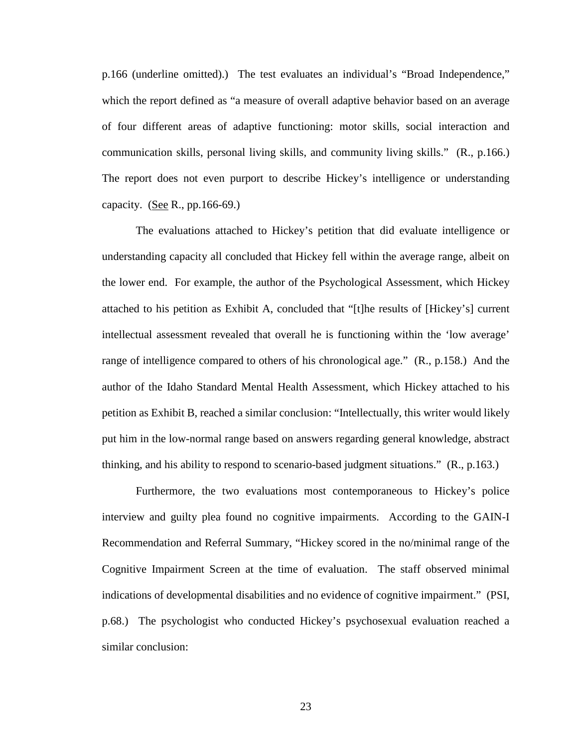p.166 (underline omitted).) The test evaluates an individual's "Broad Independence," which the report defined as "a measure of overall adaptive behavior based on an average of four different areas of adaptive functioning: motor skills, social interaction and communication skills, personal living skills, and community living skills." (R., p.166.) The report does not even purport to describe Hickey's intelligence or understanding capacity. (See R., pp.166-69.)

The evaluations attached to Hickey's petition that did evaluate intelligence or understanding capacity all concluded that Hickey fell within the average range, albeit on the lower end. For example, the author of the Psychological Assessment, which Hickey attached to his petition as Exhibit A, concluded that "[t]he results of [Hickey's] current intellectual assessment revealed that overall he is functioning within the 'low average' range of intelligence compared to others of his chronological age." (R., p.158.) And the author of the Idaho Standard Mental Health Assessment, which Hickey attached to his petition as Exhibit B, reached a similar conclusion: "Intellectually, this writer would likely put him in the low-normal range based on answers regarding general knowledge, abstract thinking, and his ability to respond to scenario-based judgment situations." (R., p.163.)

Furthermore, the two evaluations most contemporaneous to Hickey's police interview and guilty plea found no cognitive impairments. According to the GAIN-I Recommendation and Referral Summary, "Hickey scored in the no/minimal range of the Cognitive Impairment Screen at the time of evaluation. The staff observed minimal indications of developmental disabilities and no evidence of cognitive impairment." (PSI, p.68.) The psychologist who conducted Hickey's psychosexual evaluation reached a similar conclusion: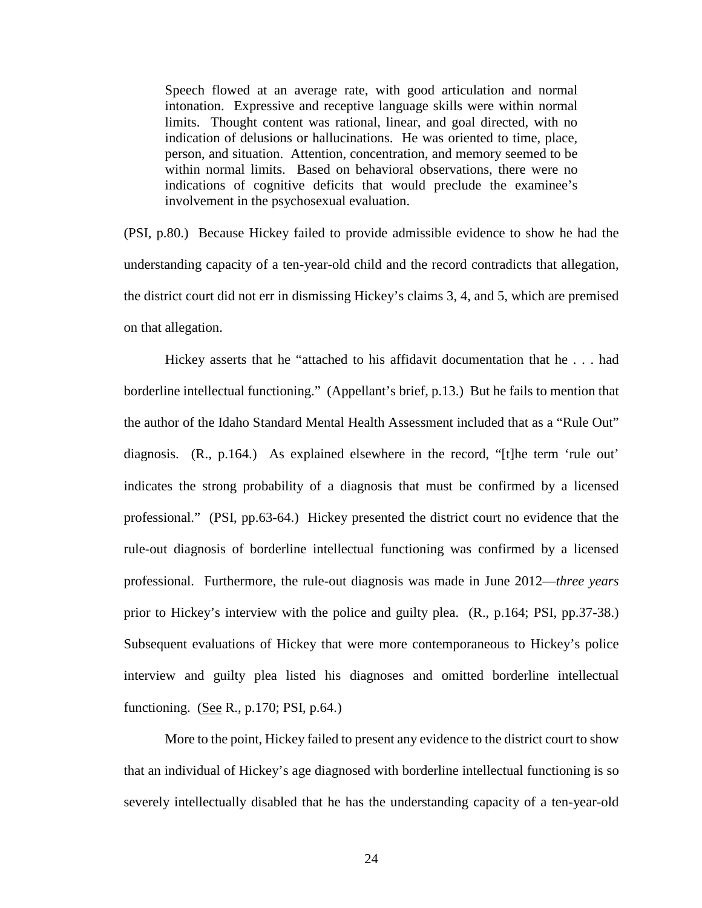> Speech flowed at an average rate, with good articulation and normal intonation. Expressive and receptive language skills were within normal limits. Thought content was rational, linear, and goal directed, with no indication of delusions or hallucinations. He was oriented to time, place, person, and situation. Attention, concentration, and memory seemed to be within normal limits. Based on behavioral observations, there were no indications of cognitive deficits that would preclude the examinee's involvement in the psychosexual evaluation.

(PSI, p.80.) Because Hickey failed to provide admissible evidence to show he had the understanding capacity of a ten-year-old child and the record contradicts that allegation, the district court did not err in dismissing Hickey's claims 3, 4, and 5, which are premised on that allegation.

Hickey asserts that he "attached to his affidavit documentation that he . . . had borderline intellectual functioning." (Appellant's brief, p.13.) But he fails to mention that the author of the Idaho Standard Mental Health Assessment included that as a "Rule Out" diagnosis. (R., p.164.) As explained elsewhere in the record, "[t]he term 'rule out' indicates the strong probability of a diagnosis that must be confirmed by a licensed professional." (PSI, pp.63-64.) Hickey presented the district court no evidence that the rule-out diagnosis of borderline intellectual functioning was confirmed by a licensed professional. Furthermore, the rule-out diagnosis was made in June 2012—*three years* prior to Hickey's interview with the police and guilty plea. (R., p.164; PSI, pp.37-38.) Subsequent evaluations of Hickey that were more contemporaneous to Hickey's police interview and guilty plea listed his diagnoses and omitted borderline intellectual functioning. (See R., p.170; PSI, p.64.)

More to the point, Hickey failed to present any evidence to the district court to show that an individual of Hickey's age diagnosed with borderline intellectual functioning is so severely intellectually disabled that he has the understanding capacity of a ten-year-old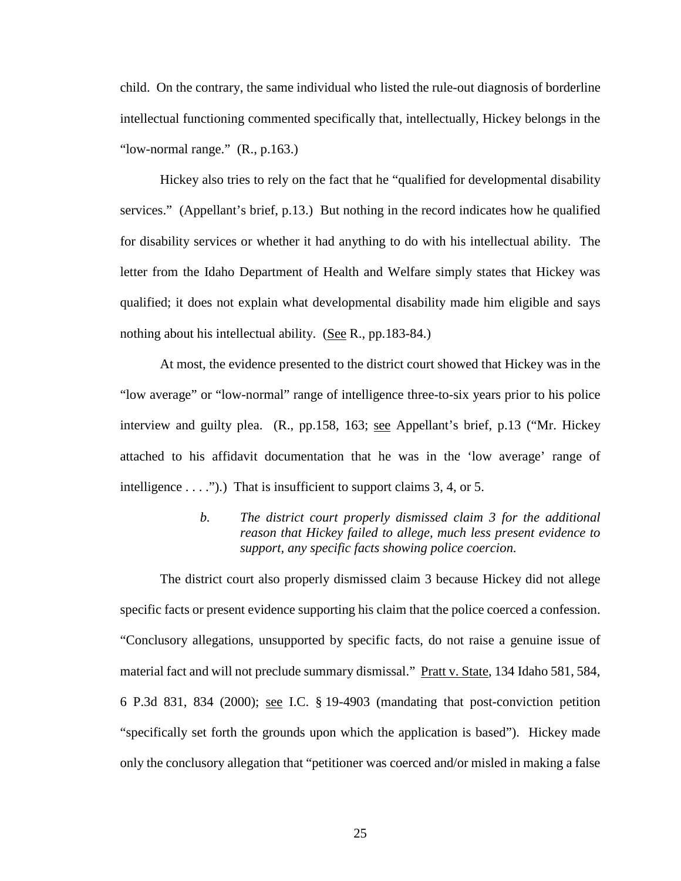child. On the contrary, the same individual who listed the rule-out diagnosis of borderline intellectual functioning commented specifically that, intellectually, Hickey belongs in the "low-normal range." (R., p.163.)

Hickey also tries to rely on the fact that he "qualified for developmental disability services." (Appellant's brief, p.13.) But nothing in the record indicates how he qualified for disability services or whether it had anything to do with his intellectual ability. The letter from the Idaho Department of Health and Welfare simply states that Hickey was qualified; it does not explain what developmental disability made him eligible and says nothing about his intellectual ability. (See R., pp.183-84.)

At most, the evidence presented to the district court showed that Hickey was in the "low average" or "low-normal" range of intelligence three-to-six years prior to his police interview and guilty plea. (R., pp.158, 163; see Appellant's brief, p.13 ("Mr. Hickey attached to his affidavit documentation that he was in the 'low average' range of intelligence . . . .").) That is insufficient to support claims 3, 4, or 5.

> *b. The district court properly dismissed claim 3 for the additional reason that Hickey failed to allege, much less present evidence to support, any specific facts showing police coercion.*

The district court also properly dismissed claim 3 because Hickey did not allege specific facts or present evidence supporting his claim that the police coerced a confession. "Conclusory allegations, unsupported by specific facts, do not raise a genuine issue of material fact and will not preclude summary dismissal." Pratt v. State, 134 Idaho 581, 584, 6 P.3d 831, 834 (2000); see I.C. § 19-4903 (mandating that post-conviction petition "specifically set forth the grounds upon which the application is based"). Hickey made only the conclusory allegation that "petitioner was coerced and/or misled in making a false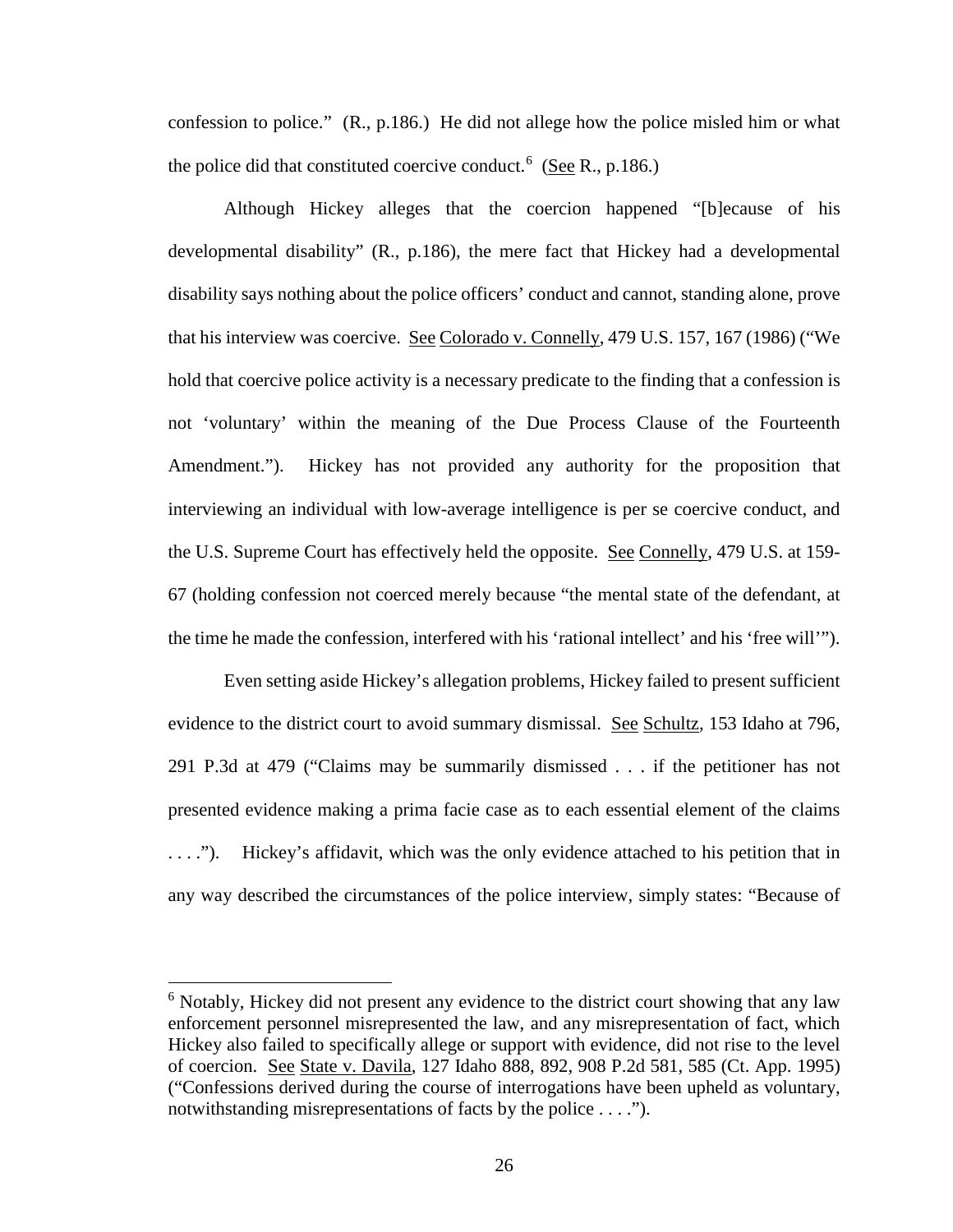confession to police." (R., p.186.) He did not allege how the police misled him or what the police did that constituted coercive conduct.[6] (See R., p.186.)

Although Hickey alleges that the coercion happened "[b]ecause of his developmental disability" (R., p.186), the mere fact that Hickey had a developmental disability says nothing about the police officers' conduct and cannot, standing alone, prove that his interview was coercive. See Colorado v. Connelly, 479 U.S. 157, 167 (1986) ("We hold that coercive police activity is a necessary predicate to the finding that a confession is not 'voluntary' within the meaning of the Due Process Clause of the Fourteenth Amendment."). Hickey has not provided any authority for the proposition that interviewing an individual with low-average intelligence is per se coercive conduct, and the U.S. Supreme Court has effectively held the opposite. See Connelly, 479 U.S. at 159-67 (holding confession not coerced merely because "the mental state of the defendant, at the time he made the confession, interfered with his 'rational intellect' and his 'free will'").

Even setting aside Hickey's allegation problems, Hickey failed to present sufficient evidence to the district court to avoid summary dismissal. See Schultz, 153 Idaho at 796, 291 P.3d at 479 ("Claims may be summarily dismissed . . . if the petitioner has not presented evidence making a prima facie case as to each essential element of the claims . . . ."). Hickey's affidavit, which was the only evidence attached to his petition that in any way described the circumstances of the police interview, simply states: "Because of

---

[6] Notably, Hickey did not present any evidence to the district court showing that any law enforcement personnel misrepresented the law, and any misrepresentation of fact, which Hickey also failed to specifically allege or support with evidence, did not rise to the level of coercion. See State v. Davila, 127 Idaho 888, 892, 908 P.2d 581, 585 (Ct. App. 1995) ("Confessions derived during the course of interrogations have been upheld as voluntary, notwithstanding misrepresentations of facts by the police . . . .").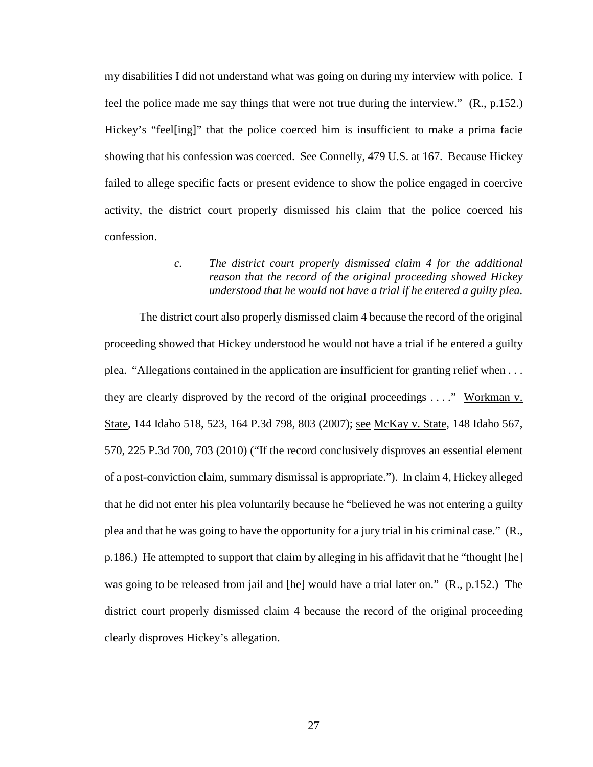my disabilities I did not understand what was going on during my interview with police. I feel the police made me say things that were not true during the interview." (R., p.152.) Hickey's "feel[ing]" that the police coerced him is insufficient to make a prima facie showing that his confession was coerced. See Connelly, 479 U.S. at 167. Because Hickey failed to allege specific facts or present evidence to show the police engaged in coercive activity, the district court properly dismissed his claim that the police coerced his confession.

*c. The district court properly dismissed claim 4 for the additional reason that the record of the original proceeding showed Hickey understood that he would not have a trial if he entered a guilty plea.*

The district court also properly dismissed claim 4 because the record of the original proceeding showed that Hickey understood he would not have a trial if he entered a guilty plea. "Allegations contained in the application are insufficient for granting relief when . . . they are clearly disproved by the record of the original proceedings . . . ." Workman v. State, 144 Idaho 518, 523, 164 P.3d 798, 803 (2007); see McKay v. State, 148 Idaho 567, 570, 225 P.3d 700, 703 (2010) ("If the record conclusively disproves an essential element of a post-conviction claim, summary dismissal is appropriate."). In claim 4, Hickey alleged that he did not enter his plea voluntarily because he "believed he was not entering a guilty plea and that he was going to have the opportunity for a jury trial in his criminal case." (R., p.186.) He attempted to support that claim by alleging in his affidavit that he "thought [he] was going to be released from jail and [he] would have a trial later on." (R., p.152.) The district court properly dismissed claim 4 because the record of the original proceeding clearly disproves Hickey's allegation.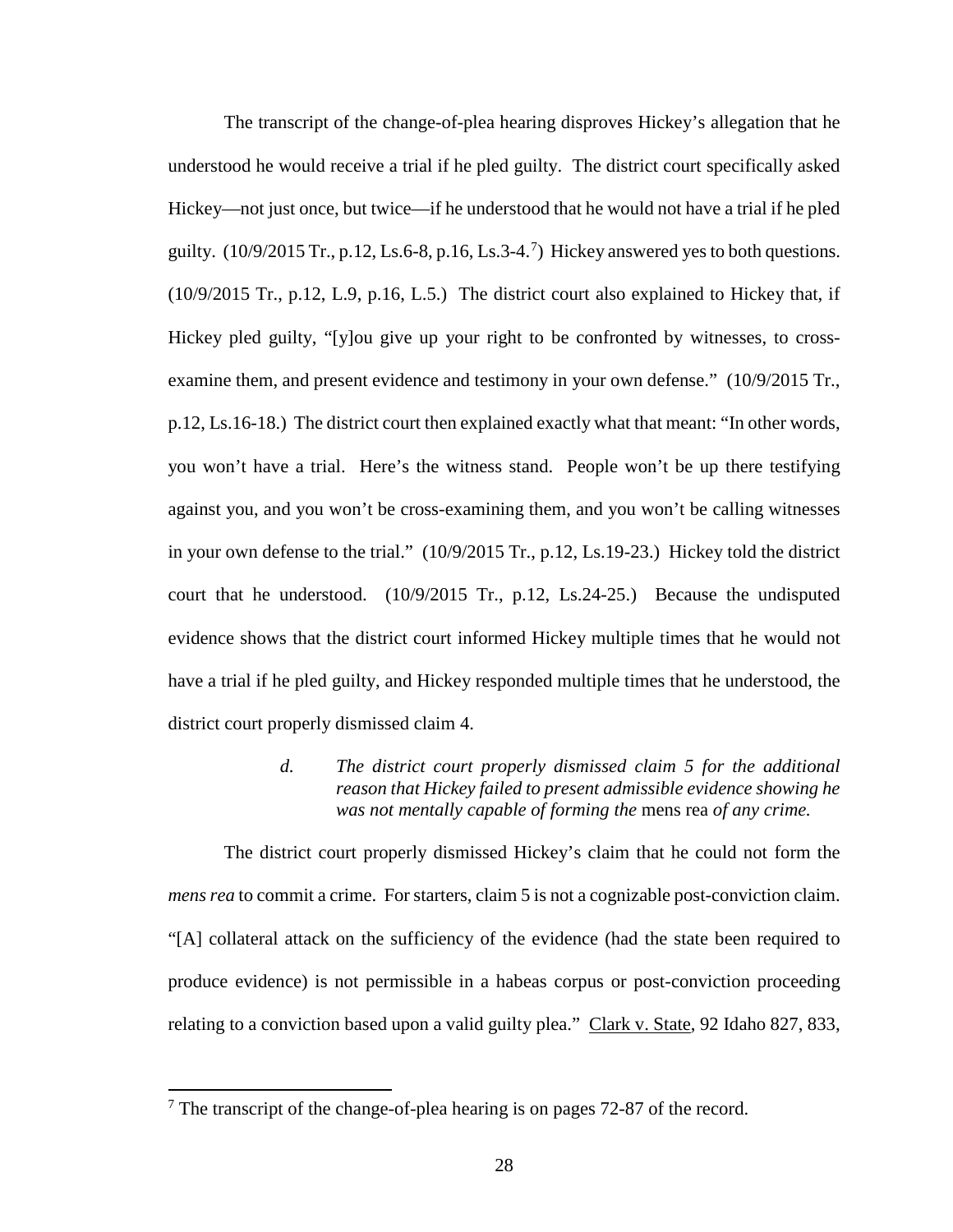The transcript of the change-of-plea hearing disproves Hickey's allegation that he understood he would receive a trial if he pled guilty. The district court specifically asked Hickey—not just once, but twice—if he understood that he would not have a trial if he pled guilty. (10/9/2015 Tr., p.12, Ls.6-8, p.16, Ls.3-4.[7]) Hickey answered yes to both questions. (10/9/2015 Tr., p.12, L.9, p.16, L.5.) The district court also explained to Hickey that, if Hickey pled guilty, "[y]ou give up your right to be confronted by witnesses, to cross-examine them, and present evidence and testimony in your own defense." (10/9/2015 Tr., p.12, Ls.16-18.) The district court then explained exactly what that meant: "In other words, you won't have a trial. Here's the witness stand. People won't be up there testifying against you, and you won't be cross-examining them, and you won't be calling witnesses in your own defense to the trial." (10/9/2015 Tr., p.12, Ls.19-23.) Hickey told the district court that he understood. (10/9/2015 Tr., p.12, Ls.24-25.) Because the undisputed evidence shows that the district court informed Hickey multiple times that he would not have a trial if he pled guilty, and Hickey responded multiple times that he understood, the district court properly dismissed claim 4.

> *d. The district court properly dismissed claim 5 for the additional reason that Hickey failed to present admissible evidence showing he was not mentally capable of forming the* mens rea *of any crime.*

The district court properly dismissed Hickey's claim that he could not form the *mens rea* to commit a crime. For starters, claim 5 is not a cognizable post-conviction claim. "[A] collateral attack on the sufficiency of the evidence (had the state been required to produce evidence) is not permissible in a habeas corpus or post-conviction proceeding relating to a conviction based upon a valid guilty plea." Clark v. State, 92 Idaho 827, 833,

---

[7] The transcript of the change-of-plea hearing is on pages 72-87 of the record.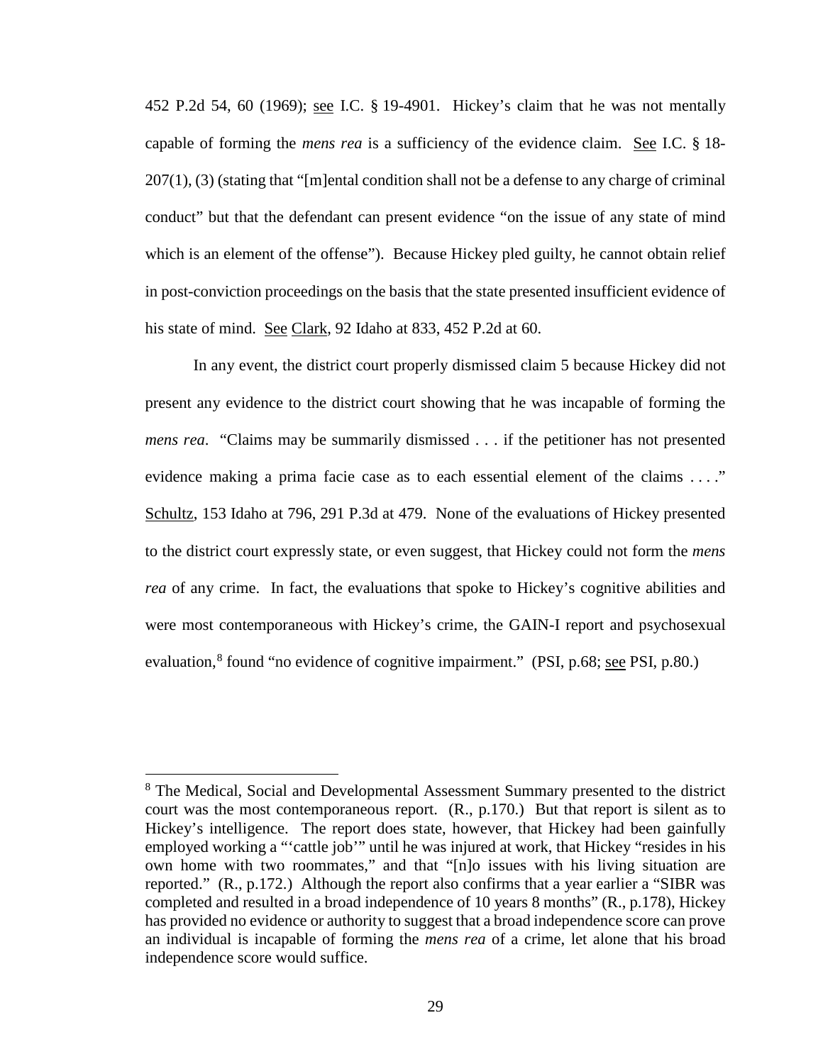452 P.2d 54, 60 (1969); see I.C. § 19-4901. Hickey's claim that he was not mentally capable of forming the *mens rea* is a sufficiency of the evidence claim. See I.C. § 18-207(1), (3) (stating that "[m]ental condition shall not be a defense to any charge of criminal conduct" but that the defendant can present evidence "on the issue of any state of mind which is an element of the offense"). Because Hickey pled guilty, he cannot obtain relief in post-conviction proceedings on the basis that the state presented insufficient evidence of his state of mind. See Clark, 92 Idaho at 833, 452 P.2d at 60.

In any event, the district court properly dismissed claim 5 because Hickey did not present any evidence to the district court showing that he was incapable of forming the *mens rea*. "Claims may be summarily dismissed . . . if the petitioner has not presented evidence making a prima facie case as to each essential element of the claims . . . ." Schultz, 153 Idaho at 796, 291 P.3d at 479. None of the evaluations of Hickey presented to the district court expressly state, or even suggest, that Hickey could not form the *mens rea* of any crime. In fact, the evaluations that spoke to Hickey's cognitive abilities and were most contemporaneous with Hickey's crime, the GAIN-I report and psychosexual evaluation,[8] found "no evidence of cognitive impairment." (PSI, p.68; see PSI, p.80.)

---

[8] The Medical, Social and Developmental Assessment Summary presented to the district court was the most contemporaneous report. (R., p.170.) But that report is silent as to Hickey's intelligence. The report does state, however, that Hickey had been gainfully employed working a "'cattle job'" until he was injured at work, that Hickey "resides in his own home with two roommates," and that "[n]o issues with his living situation are reported." (R., p.172.) Although the report also confirms that a year earlier a "SIBR was completed and resulted in a broad independence of 10 years 8 months" (R., p.178), Hickey has provided no evidence or authority to suggest that a broad independence score can prove an individual is incapable of forming the *mens rea* of a crime, let alone that his broad independence score would suffice.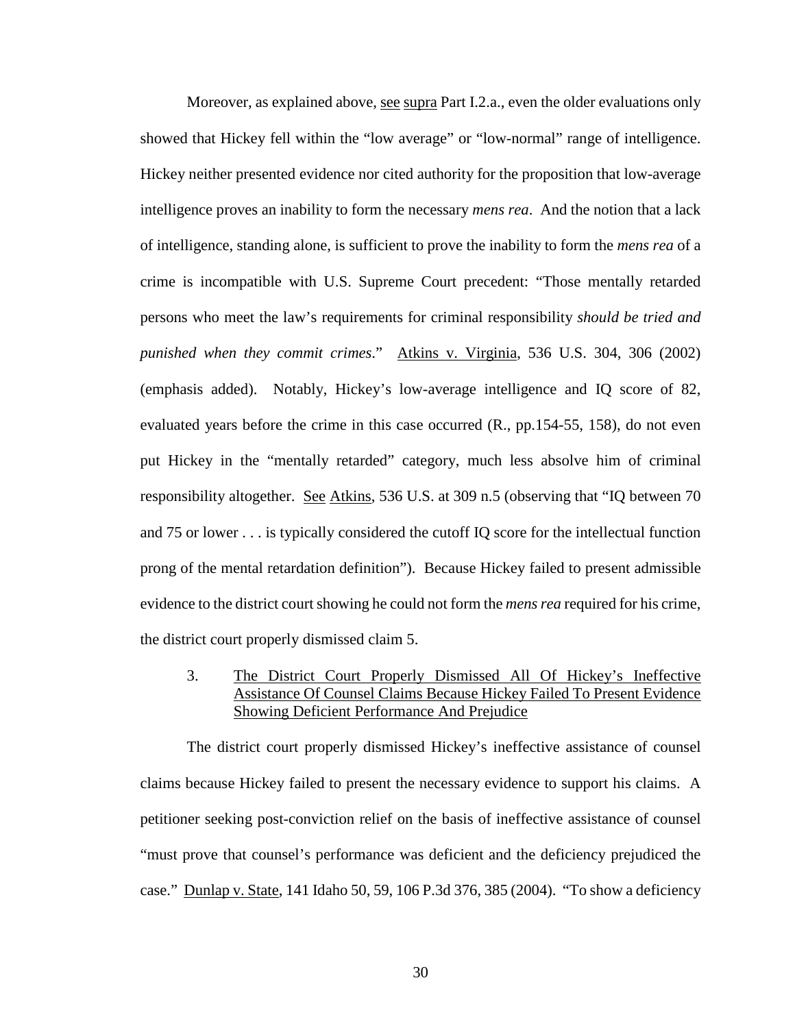Moreover, as explained above, see supra Part I.2.a., even the older evaluations only showed that Hickey fell within the "low average" or "low-normal" range of intelligence. Hickey neither presented evidence nor cited authority for the proposition that low-average intelligence proves an inability to form the necessary *mens rea*. And the notion that a lack of intelligence, standing alone, is sufficient to prove the inability to form the *mens rea* of a crime is incompatible with U.S. Supreme Court precedent: "Those mentally retarded persons who meet the law's requirements for criminal responsibility *should be tried and punished when they commit crimes*." Atkins v. Virginia, 536 U.S. 304, 306 (2002) (emphasis added). Notably, Hickey's low-average intelligence and IQ score of 82, evaluated years before the crime in this case occurred (R., pp.154-55, 158), do not even put Hickey in the "mentally retarded" category, much less absolve him of criminal responsibility altogether. See Atkins, 536 U.S. at 309 n.5 (observing that "IQ between 70 and 75 or lower . . . is typically considered the cutoff IQ score for the intellectual function prong of the mental retardation definition"). Because Hickey failed to present admissible evidence to the district court showing he could not form the *mens rea* required for his crime, the district court properly dismissed claim 5.

### 3. The District Court Properly Dismissed All Of Hickey's Ineffective Assistance Of Counsel Claims Because Hickey Failed To Present Evidence Showing Deficient Performance And Prejudice

The district court properly dismissed Hickey's ineffective assistance of counsel claims because Hickey failed to present the necessary evidence to support his claims. A petitioner seeking post-conviction relief on the basis of ineffective assistance of counsel "must prove that counsel's performance was deficient and the deficiency prejudiced the case." Dunlap v. State, 141 Idaho 50, 59, 106 P.3d 376, 385 (2004). "To show a deficiency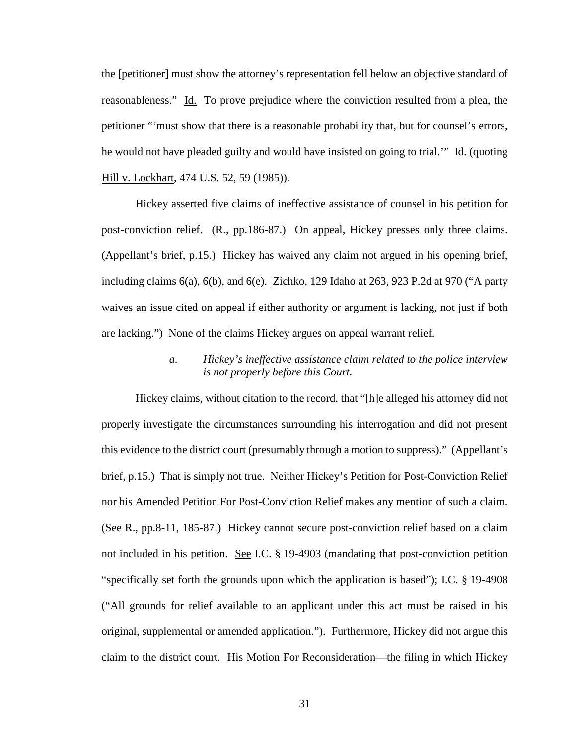the [petitioner] must show the attorney's representation fell below an objective standard of reasonableness." Id. To prove prejudice where the conviction resulted from a plea, the petitioner "'must show that there is a reasonable probability that, but for counsel's errors, he would not have pleaded guilty and would have insisted on going to trial.'" Id. (quoting Hill v. Lockhart, 474 U.S. 52, 59 (1985)).

Hickey asserted five claims of ineffective assistance of counsel in his petition for post-conviction relief. (R., pp.186-87.) On appeal, Hickey presses only three claims. (Appellant's brief, p.15.) Hickey has waived any claim not argued in his opening brief, including claims 6(a), 6(b), and 6(e). Zichko, 129 Idaho at 263, 923 P.2d at 970 ("A party waives an issue cited on appeal if either authority or argument is lacking, not just if both are lacking.") None of the claims Hickey argues on appeal warrant relief.

*a. Hickey's ineffective assistance claim related to the police interview is not properly before this Court.*

Hickey claims, without citation to the record, that "[h]e alleged his attorney did not properly investigate the circumstances surrounding his interrogation and did not present this evidence to the district court (presumably through a motion to suppress)." (Appellant's brief, p.15.) That is simply not true. Neither Hickey's Petition for Post-Conviction Relief nor his Amended Petition For Post-Conviction Relief makes any mention of such a claim. (See R., pp.8-11, 185-87.) Hickey cannot secure post-conviction relief based on a claim not included in his petition. See I.C. § 19-4903 (mandating that post-conviction petition "specifically set forth the grounds upon which the application is based"); I.C. § 19-4908 ("All grounds for relief available to an applicant under this act must be raised in his original, supplemental or amended application."). Furthermore, Hickey did not argue this claim to the district court. His Motion For Reconsideration—the filing in which Hickey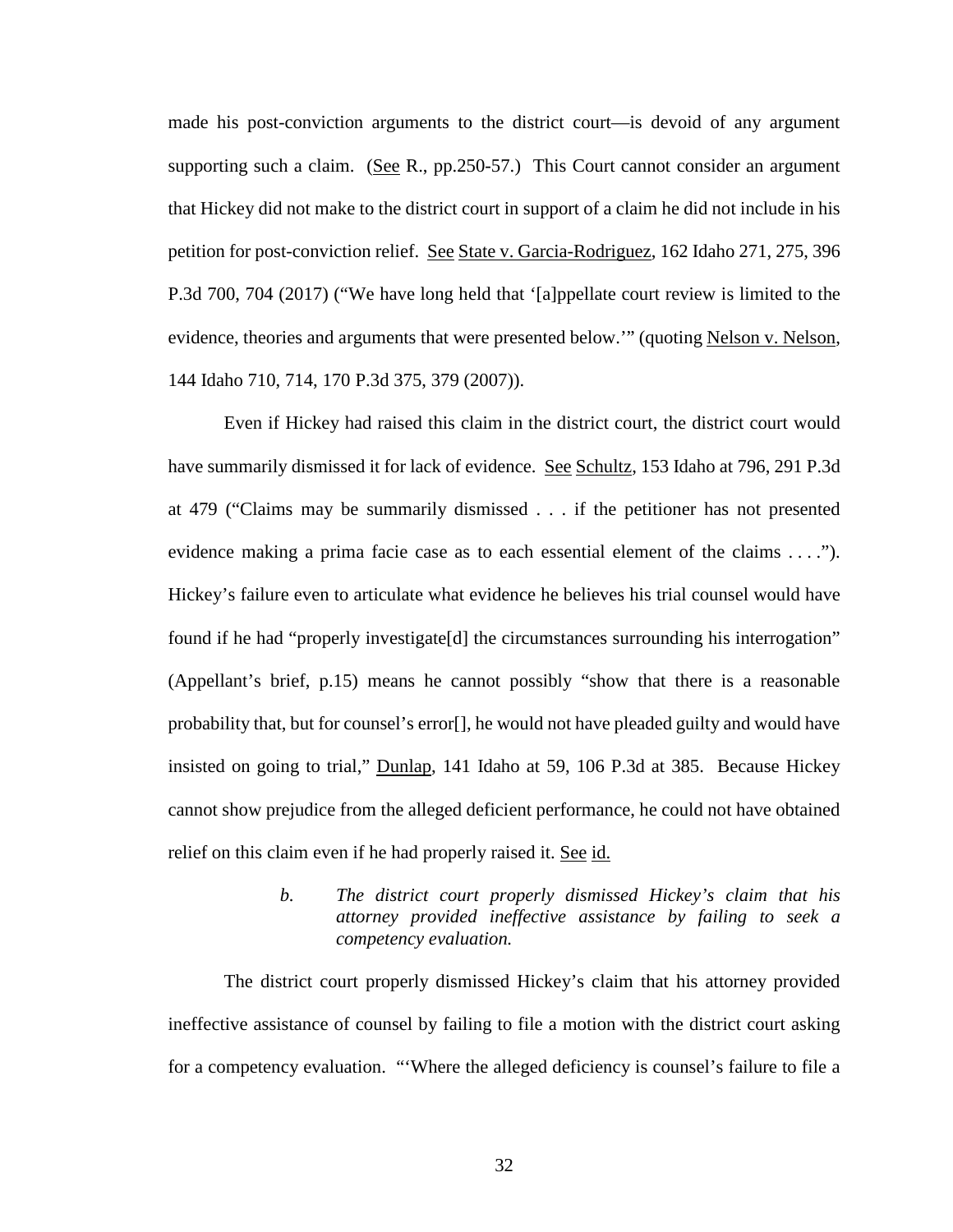made his post-conviction arguments to the district court—is devoid of any argument supporting such a claim. (See R., pp.250-57.) This Court cannot consider an argument that Hickey did not make to the district court in support of a claim he did not include in his petition for post-conviction relief. See State v. Garcia-Rodriguez, 162 Idaho 271, 275, 396 P.3d 700, 704 (2017) ("We have long held that '[a]ppellate court review is limited to the evidence, theories and arguments that were presented below.'" (quoting Nelson v. Nelson, 144 Idaho 710, 714, 170 P.3d 375, 379 (2007)).

Even if Hickey had raised this claim in the district court, the district court would have summarily dismissed it for lack of evidence. See Schultz, 153 Idaho at 796, 291 P.3d at 479 ("Claims may be summarily dismissed . . . if the petitioner has not presented evidence making a prima facie case as to each essential element of the claims . . . ."). Hickey's failure even to articulate what evidence he believes his trial counsel would have found if he had "properly investigate[d] the circumstances surrounding his interrogation" (Appellant's brief, p.15) means he cannot possibly "show that there is a reasonable probability that, but for counsel's error[], he would not have pleaded guilty and would have insisted on going to trial," Dunlap, 141 Idaho at 59, 106 P.3d at 385. Because Hickey cannot show prejudice from the alleged deficient performance, he could not have obtained relief on this claim even if he had properly raised it. See id.

*b. The district court properly dismissed Hickey's claim that his attorney provided ineffective assistance by failing to seek a competency evaluation.*

The district court properly dismissed Hickey's claim that his attorney provided ineffective assistance of counsel by failing to file a motion with the district court asking for a competency evaluation. "'Where the alleged deficiency is counsel's failure to file a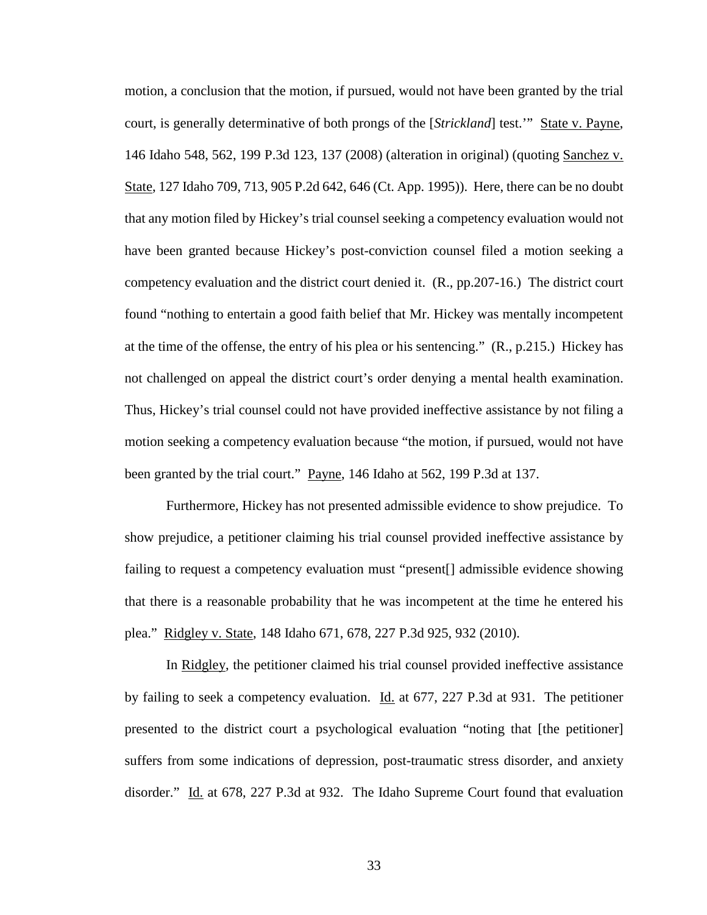motion, a conclusion that the motion, if pursued, would not have been granted by the trial court, is generally determinative of both prongs of the [*Strickland*] test.'" State v. Payne, 146 Idaho 548, 562, 199 P.3d 123, 137 (2008) (alteration in original) (quoting Sanchez v. State, 127 Idaho 709, 713, 905 P.2d 642, 646 (Ct. App. 1995)). Here, there can be no doubt that any motion filed by Hickey's trial counsel seeking a competency evaluation would not have been granted because Hickey's post-conviction counsel filed a motion seeking a competency evaluation and the district court denied it. (R., pp.207-16.) The district court found "nothing to entertain a good faith belief that Mr. Hickey was mentally incompetent at the time of the offense, the entry of his plea or his sentencing." (R., p.215.) Hickey has not challenged on appeal the district court's order denying a mental health examination. Thus, Hickey's trial counsel could not have provided ineffective assistance by not filing a motion seeking a competency evaluation because "the motion, if pursued, would not have been granted by the trial court." Payne, 146 Idaho at 562, 199 P.3d at 137.

Furthermore, Hickey has not presented admissible evidence to show prejudice. To show prejudice, a petitioner claiming his trial counsel provided ineffective assistance by failing to request a competency evaluation must "present[] admissible evidence showing that there is a reasonable probability that he was incompetent at the time he entered his plea." Ridgley v. State, 148 Idaho 671, 678, 227 P.3d 925, 932 (2010).

In Ridgley, the petitioner claimed his trial counsel provided ineffective assistance by failing to seek a competency evaluation. Id. at 677, 227 P.3d at 931. The petitioner presented to the district court a psychological evaluation "noting that [the petitioner] suffers from some indications of depression, post-traumatic stress disorder, and anxiety disorder." Id. at 678, 227 P.3d at 932. The Idaho Supreme Court found that evaluation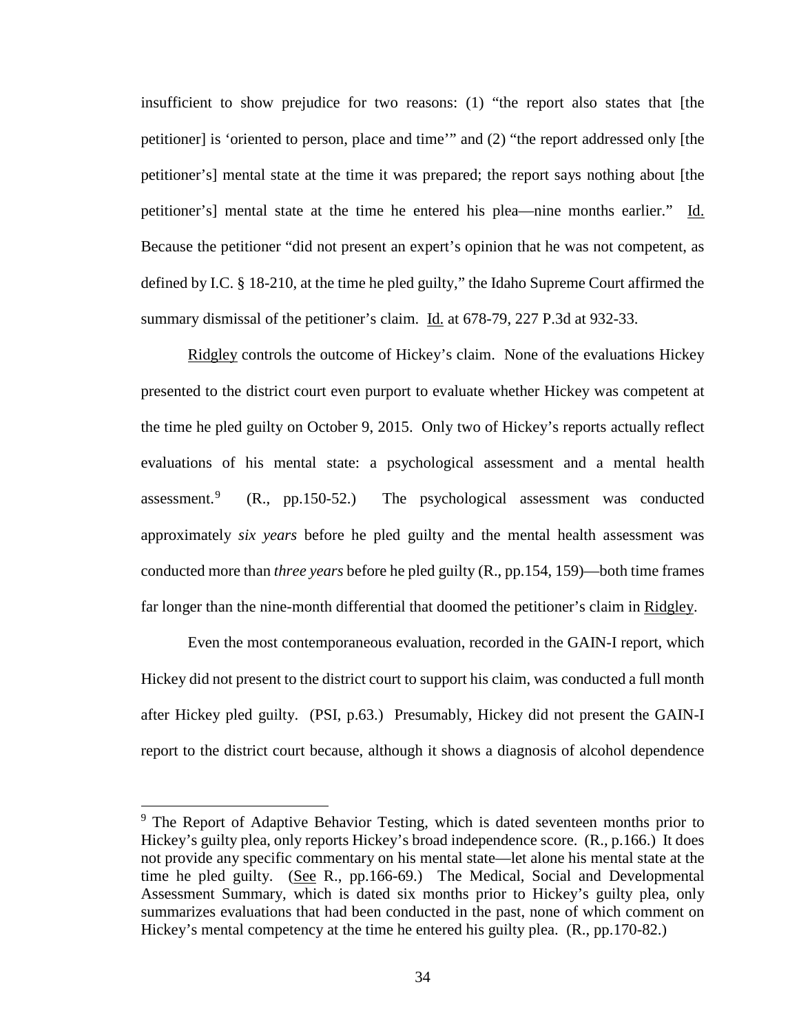insufficient to show prejudice for two reasons: (1) "the report also states that [the petitioner] is 'oriented to person, place and time'" and (2) "the report addressed only [the petitioner's] mental state at the time it was prepared; the report says nothing about [the petitioner's] mental state at the time he entered his plea—nine months earlier." Id. Because the petitioner "did not present an expert's opinion that he was not competent, as defined by I.C. § 18-210, at the time he pled guilty," the Idaho Supreme Court affirmed the summary dismissal of the petitioner's claim. Id. at 678-79, 227 P.3d at 932-33.

Ridgley controls the outcome of Hickey's claim. None of the evaluations Hickey presented to the district court even purport to evaluate whether Hickey was competent at the time he pled guilty on October 9, 2015. Only two of Hickey's reports actually reflect evaluations of his mental state: a psychological assessment and a mental health assessment.[9] (R., pp.150-52.) The psychological assessment was conducted approximately *six years* before he pled guilty and the mental health assessment was conducted more than *three years* before he pled guilty (R., pp.154, 159)—both time frames far longer than the nine-month differential that doomed the petitioner's claim in Ridgley.

Even the most contemporaneous evaluation, recorded in the GAIN-I report, which Hickey did not present to the district court to support his claim, was conducted a full month after Hickey pled guilty. (PSI, p.63.) Presumably, Hickey did not present the GAIN-I report to the district court because, although it shows a diagnosis of alcohol dependence

---

[9] The Report of Adaptive Behavior Testing, which is dated seventeen months prior to Hickey's guilty plea, only reports Hickey's broad independence score. (R., p.166.) It does not provide any specific commentary on his mental state—let alone his mental state at the time he pled guilty. (See R., pp.166-69.) The Medical, Social and Developmental Assessment Summary, which is dated six months prior to Hickey's guilty plea, only summarizes evaluations that had been conducted in the past, none of which comment on Hickey's mental competency at the time he entered his guilty plea. (R., pp.170-82.)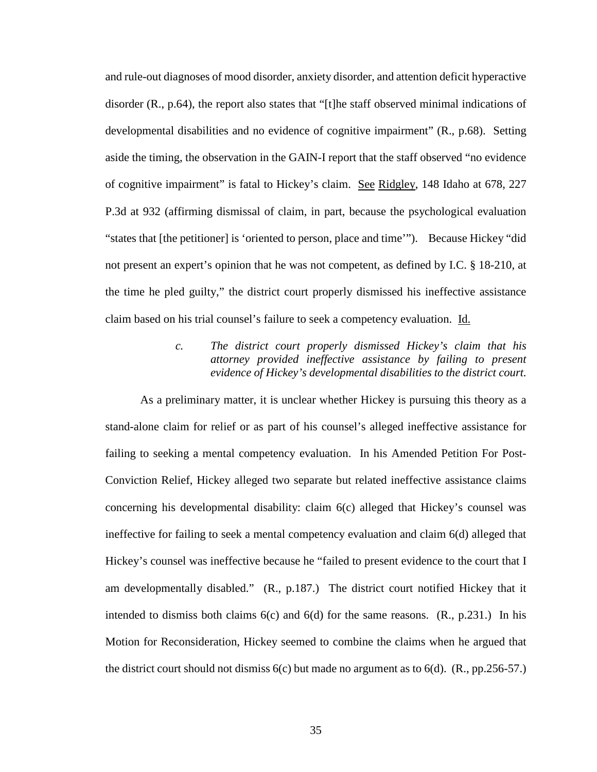and rule-out diagnoses of mood disorder, anxiety disorder, and attention deficit hyperactive disorder (R., p.64), the report also states that "[t]he staff observed minimal indications of developmental disabilities and no evidence of cognitive impairment" (R., p.68). Setting aside the timing, the observation in the GAIN-I report that the staff observed "no evidence of cognitive impairment" is fatal to Hickey's claim. See Ridgley, 148 Idaho at 678, 227 P.3d at 932 (affirming dismissal of claim, in part, because the psychological evaluation "states that [the petitioner] is 'oriented to person, place and time'"). Because Hickey "did not present an expert's opinion that he was not competent, as defined by I.C. § 18-210, at the time he pled guilty," the district court properly dismissed his ineffective assistance claim based on his trial counsel's failure to seek a competency evaluation. Id.

*c. The district court properly dismissed Hickey's claim that his attorney provided ineffective assistance by failing to present evidence of Hickey's developmental disabilities to the district court.*

As a preliminary matter, it is unclear whether Hickey is pursuing this theory as a stand-alone claim for relief or as part of his counsel's alleged ineffective assistance for failing to seeking a mental competency evaluation. In his Amended Petition For Post-Conviction Relief, Hickey alleged two separate but related ineffective assistance claims concerning his developmental disability: claim 6(c) alleged that Hickey's counsel was ineffective for failing to seek a mental competency evaluation and claim 6(d) alleged that Hickey's counsel was ineffective because he "failed to present evidence to the court that I am developmentally disabled." (R., p.187.) The district court notified Hickey that it intended to dismiss both claims 6(c) and 6(d) for the same reasons. (R., p.231.) In his Motion for Reconsideration, Hickey seemed to combine the claims when he argued that the district court should not dismiss 6(c) but made no argument as to 6(d). (R., pp.256-57.)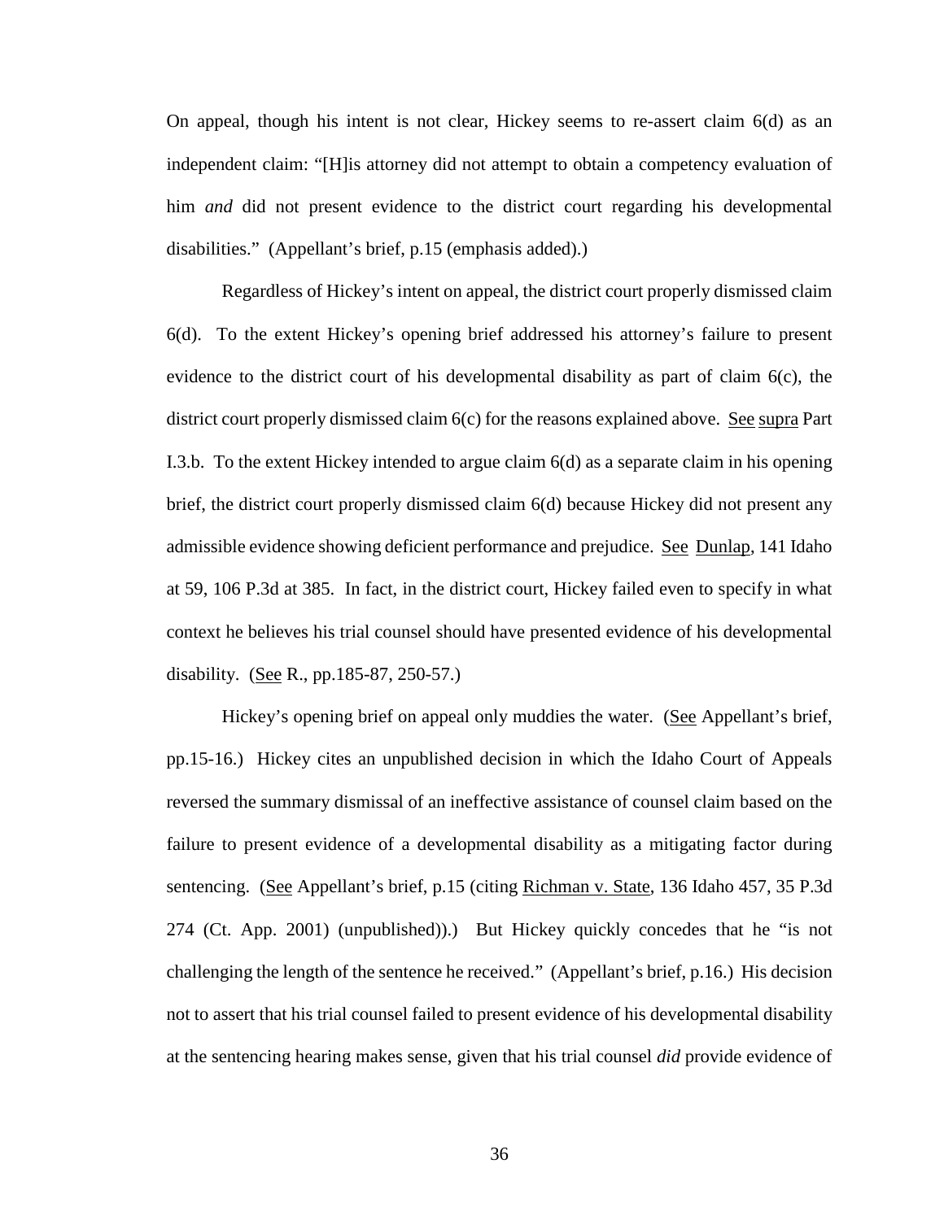On appeal, though his intent is not clear, Hickey seems to re-assert claim 6(d) as an independent claim: "[H]is attorney did not attempt to obtain a competency evaluation of him *and* did not present evidence to the district court regarding his developmental disabilities." (Appellant's brief, p.15 (emphasis added).)

Regardless of Hickey's intent on appeal, the district court properly dismissed claim 6(d). To the extent Hickey's opening brief addressed his attorney's failure to present evidence to the district court of his developmental disability as part of claim 6(c), the district court properly dismissed claim 6(c) for the reasons explained above. See supra Part I.3.b. To the extent Hickey intended to argue claim 6(d) as a separate claim in his opening brief, the district court properly dismissed claim 6(d) because Hickey did not present any admissible evidence showing deficient performance and prejudice. See Dunlap, 141 Idaho at 59, 106 P.3d at 385. In fact, in the district court, Hickey failed even to specify in what context he believes his trial counsel should have presented evidence of his developmental disability. (See R., pp.185-87, 250-57.)

Hickey's opening brief on appeal only muddies the water. (See Appellant's brief, pp.15-16.) Hickey cites an unpublished decision in which the Idaho Court of Appeals reversed the summary dismissal of an ineffective assistance of counsel claim based on the failure to present evidence of a developmental disability as a mitigating factor during sentencing. (See Appellant's brief, p.15 (citing Richman v. State, 136 Idaho 457, 35 P.3d 274 (Ct. App. 2001) (unpublished)).) But Hickey quickly concedes that he "is not challenging the length of the sentence he received." (Appellant's brief, p.16.) His decision not to assert that his trial counsel failed to present evidence of his developmental disability at the sentencing hearing makes sense, given that his trial counsel *did* provide evidence of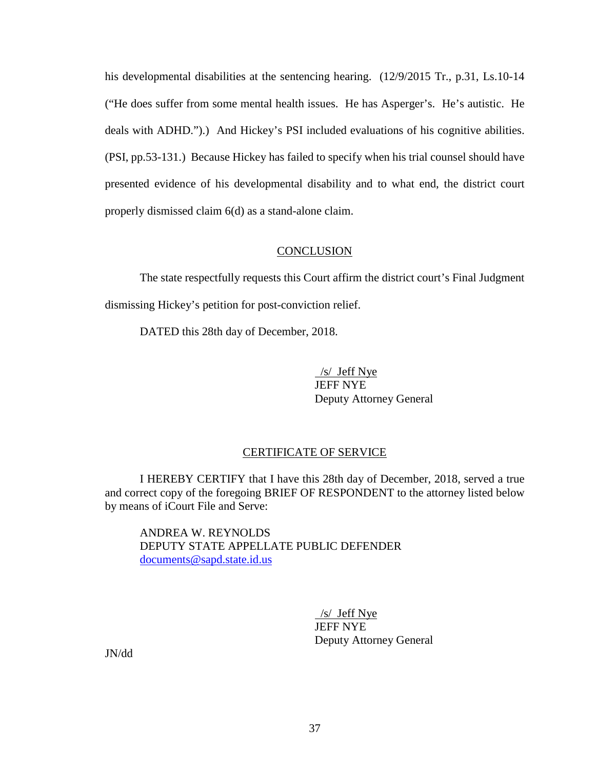his developmental disabilities at the sentencing hearing. (12/9/2015 Tr., p.31, Ls.10-14 ("He does suffer from some mental health issues. He has Asperger's. He's autistic. He deals with ADHD.").) And Hickey's PSI included evaluations of his cognitive abilities. (PSI, pp.53-131.) Because Hickey has failed to specify when his trial counsel should have presented evidence of his developmental disability and to what end, the district court properly dismissed claim 6(d) as a stand-alone claim.

## CONCLUSION

The state respectfully requests this Court affirm the district court's Final Judgment dismissing Hickey's petition for post-conviction relief.

DATED this 28th day of December, 2018.

/s/ Jeff Nye
JEFF NYE
Deputy Attorney General

## CERTIFICATE OF SERVICE

I HEREBY CERTIFY that I have this 28th day of December, 2018, served a true and correct copy of the foregoing BRIEF OF RESPONDENT to the attorney listed below by means of iCourt File and Serve:

ANDREA W. REYNOLDS
DEPUTY STATE APPELLATE PUBLIC DEFENDER
documents@sapd.state.id.us

/s/ Jeff Nye
JEFF NYE
Deputy Attorney General

JN/dd